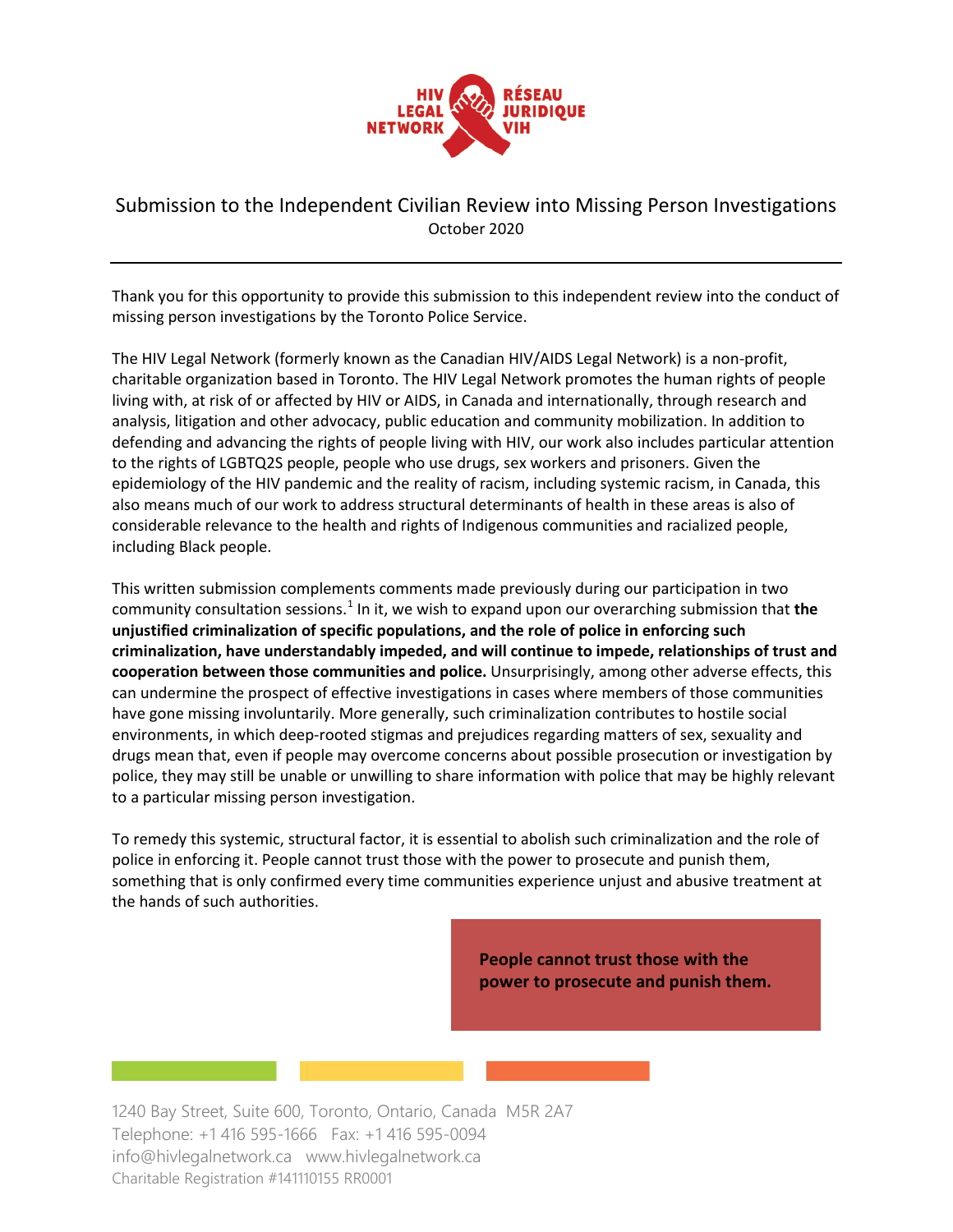# Submission to the Independent Civilian Review into Missing Person Investigations

October 2020

---

Thank you for this opportunity to provide this submission to this independent review into the conduct of missing person investigations by the Toronto Police Service.

The HIV Legal Network (formerly known as the Canadian HIV/AIDS Legal Network) is a non-profit, charitable organization based in Toronto. The HIV Legal Network promotes the human rights of people living with, at risk of or affected by HIV or AIDS, in Canada and internationally, through research and analysis, litigation and other advocacy, public education and community mobilization. In addition to defending and advancing the rights of people living with HIV, our work also includes particular attention to the rights of LGBTQ2S people, people who use drugs, sex workers and prisoners. Given the epidemiology of the HIV pandemic and the reality of racism, including systemic racism, in Canada, this also means much of our work to address structural determinants of health in these areas is also of considerable relevance to the health and rights of Indigenous communities and racialized people, including Black people.

This written submission complements comments made previously during our participation in two community consultation sessions.[1] In it, we wish to expand upon our overarching submission that **the unjustified criminalization of specific populations, and the role of police in enforcing such criminalization, have understandably impeded, and will continue to impede, relationships of trust and cooperation between those communities and police.** Unsurprisingly, among other adverse effects, this can undermine the prospect of effective investigations in cases where members of those communities have gone missing involuntarily. More generally, such criminalization contributes to hostile social environments, in which deep-rooted stigmas and prejudices regarding matters of sex, sexuality and drugs mean that, even if people may overcome concerns about possible prosecution or investigation by police, they may still be unable or unwilling to share information with police that may be highly relevant to a particular missing person investigation.

To remedy this systemic, structural factor, it is essential to abolish such criminalization and the role of police in enforcing it. People cannot trust those with the power to prosecute and punish them, something that is only confirmed every time communities experience unjust and abusive treatment at the hands of such authorities.

> **People cannot trust those with the power to prosecute and punish them.**

1240 Bay Street, Suite 600, Toronto, Ontario, Canada M5R 2A7
Telephone: +1 416 595-1666 Fax: +1 416 595-0094
info@hivlegalnetwork.ca www.hivlegalnetwork.ca
Charitable Registration #141110155 RR0001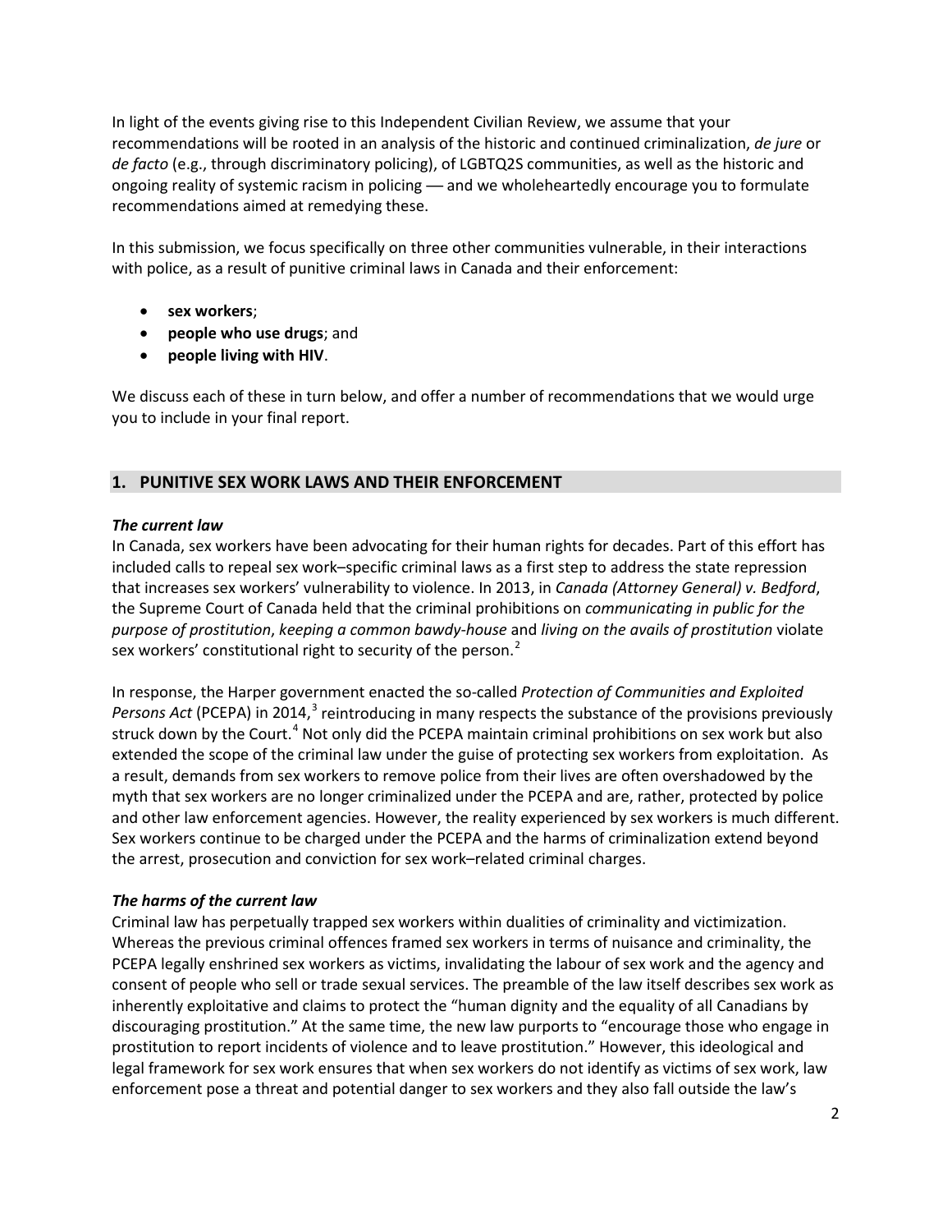In light of the events giving rise to this Independent Civilian Review, we assume that your recommendations will be rooted in an analysis of the historic and continued criminalization, *de jure* or *de facto* (e.g., through discriminatory policing), of LGBTQ2S communities, as well as the historic and ongoing reality of systemic racism in policing — and we wholeheartedly encourage you to formulate recommendations aimed at remedying these.

In this submission, we focus specifically on three other communities vulnerable, in their interactions with police, as a result of punitive criminal laws in Canada and their enforcement:

- **sex workers**;
- **people who use drugs**; and
- **people living with HIV**.

We discuss each of these in turn below, and offer a number of recommendations that we would urge you to include in your final report.

## 1. PUNITIVE SEX WORK LAWS AND THEIR ENFORCEMENT

***The current law***

In Canada, sex workers have been advocating for their human rights for decades. Part of this effort has included calls to repeal sex work–specific criminal laws as a first step to address the state repression that increases sex workers' vulnerability to violence. In 2013, in *Canada (Attorney General) v. Bedford*, the Supreme Court of Canada held that the criminal prohibitions on *communicating in public for the purpose of prostitution*, *keeping a common bawdy-house* and *living on the avails of prostitution* violate sex workers' constitutional right to security of the person.[2]

In response, the Harper government enacted the so-called *Protection of Communities and Exploited Persons Act* (PCEPA) in 2014,[3] reintroducing in many respects the substance of the provisions previously struck down by the Court.[4] Not only did the PCEPA maintain criminal prohibitions on sex work but also extended the scope of the criminal law under the guise of protecting sex workers from exploitation. As a result, demands from sex workers to remove police from their lives are often overshadowed by the myth that sex workers are no longer criminalized under the PCEPA and are, rather, protected by police and other law enforcement agencies. However, the reality experienced by sex workers is much different. Sex workers continue to be charged under the PCEPA and the harms of criminalization extend beyond the arrest, prosecution and conviction for sex work–related criminal charges.

***The harms of the current law***

Criminal law has perpetually trapped sex workers within dualities of criminality and victimization. Whereas the previous criminal offences framed sex workers in terms of nuisance and criminality, the PCEPA legally enshrined sex workers as victims, invalidating the labour of sex work and the agency and consent of people who sell or trade sexual services. The preamble of the law itself describes sex work as inherently exploitative and claims to protect the "human dignity and the equality of all Canadians by discouraging prostitution." At the same time, the new law purports to "encourage those who engage in prostitution to report incidents of violence and to leave prostitution." However, this ideological and legal framework for sex work ensures that when sex workers do not identify as victims of sex work, law enforcement pose a threat and potential danger to sex workers and they also fall outside the law's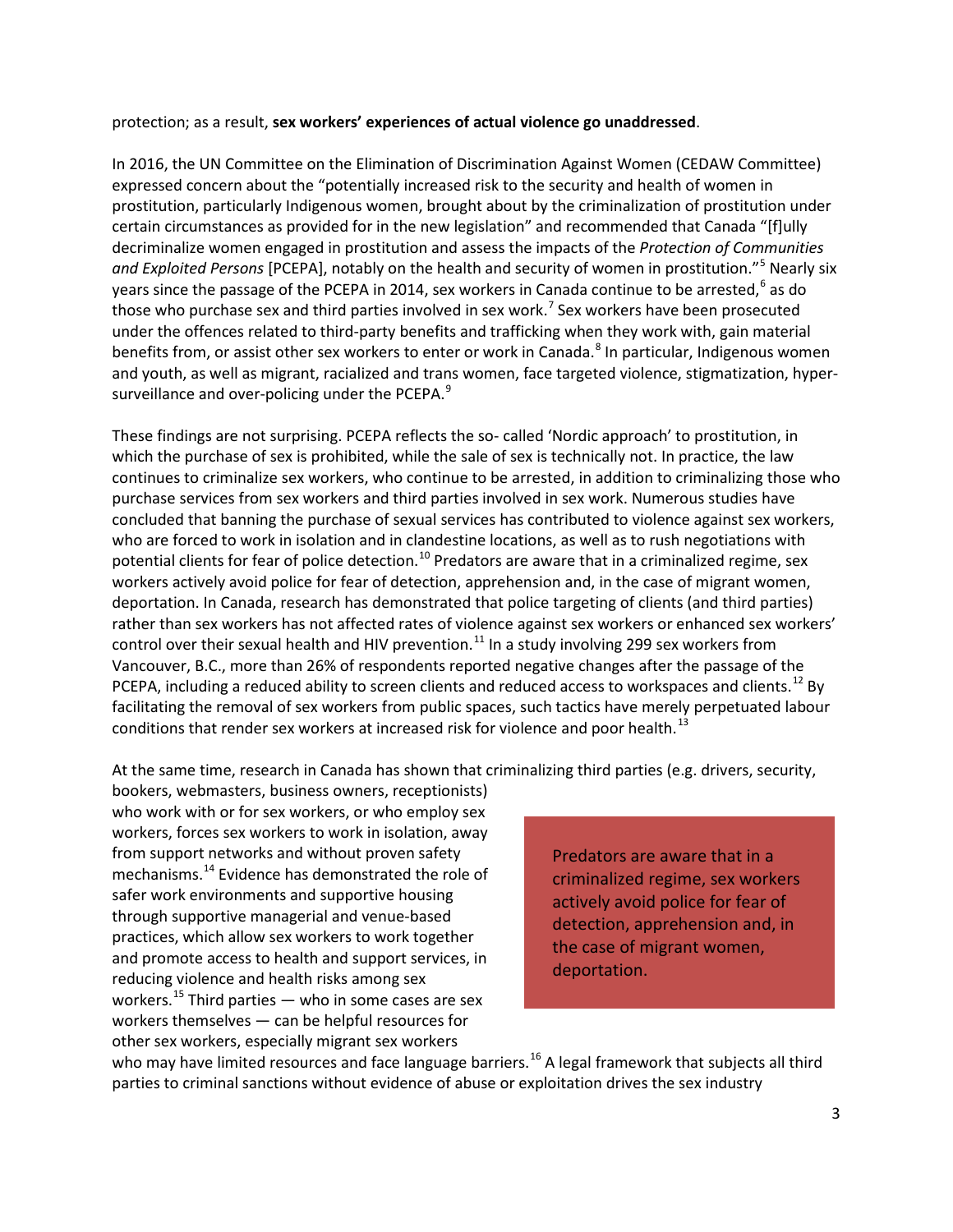protection; as a result, **sex workers' experiences of actual violence go unaddressed**.

In 2016, the UN Committee on the Elimination of Discrimination Against Women (CEDAW Committee) expressed concern about the "potentially increased risk to the security and health of women in prostitution, particularly Indigenous women, brought about by the criminalization of prostitution under certain circumstances as provided for in the new legislation" and recommended that Canada "[f]ully decriminalize women engaged in prostitution and assess the impacts of the *Protection of Communities and Exploited Persons* [PCEPA], notably on the health and security of women in prostitution."[5] Nearly six years since the passage of the PCEPA in 2014, sex workers in Canada continue to be arrested,[6] as do those who purchase sex and third parties involved in sex work.[7] Sex workers have been prosecuted under the offences related to third-party benefits and trafficking when they work with, gain material benefits from, or assist other sex workers to enter or work in Canada.[8] In particular, Indigenous women and youth, as well as migrant, racialized and trans women, face targeted violence, stigmatization, hyper-surveillance and over-policing under the PCEPA.[9]

These findings are not surprising. PCEPA reflects the so- called 'Nordic approach' to prostitution, in which the purchase of sex is prohibited, while the sale of sex is technically not. In practice, the law continues to criminalize sex workers, who continue to be arrested, in addition to criminalizing those who purchase services from sex workers and third parties involved in sex work. Numerous studies have concluded that banning the purchase of sexual services has contributed to violence against sex workers, who are forced to work in isolation and in clandestine locations, as well as to rush negotiations with potential clients for fear of police detection.[10] Predators are aware that in a criminalized regime, sex workers actively avoid police for fear of detection, apprehension and, in the case of migrant women, deportation. In Canada, research has demonstrated that police targeting of clients (and third parties) rather than sex workers has not affected rates of violence against sex workers or enhanced sex workers' control over their sexual health and HIV prevention.[11] In a study involving 299 sex workers from Vancouver, B.C., more than 26% of respondents reported negative changes after the passage of the PCEPA, including a reduced ability to screen clients and reduced access to workspaces and clients.[12] By facilitating the removal of sex workers from public spaces, such tactics have merely perpetuated labour conditions that render sex workers at increased risk for violence and poor health.[13]

At the same time, research in Canada has shown that criminalizing third parties (e.g. drivers, security, bookers, webmasters, business owners, receptionists) who work with or for sex workers, or who employ sex workers, forces sex workers to work in isolation, away from support networks and without proven safety mechanisms.[14] Evidence has demonstrated the role of safer work environments and supportive housing through supportive managerial and venue-based practices, which allow sex workers to work together and promote access to health and support services, in reducing violence and health risks among sex workers.[15] Third parties — who in some cases are sex workers themselves — can be helpful resources for other sex workers, especially migrant sex workers who may have limited resources and face language barriers.[16] A legal framework that subjects all third parties to criminal sanctions without evidence of abuse or exploitation drives the sex industry

> Predators are aware that in a criminalized regime, sex workers actively avoid police for fear of detection, apprehension and, in the case of migrant women, deportation.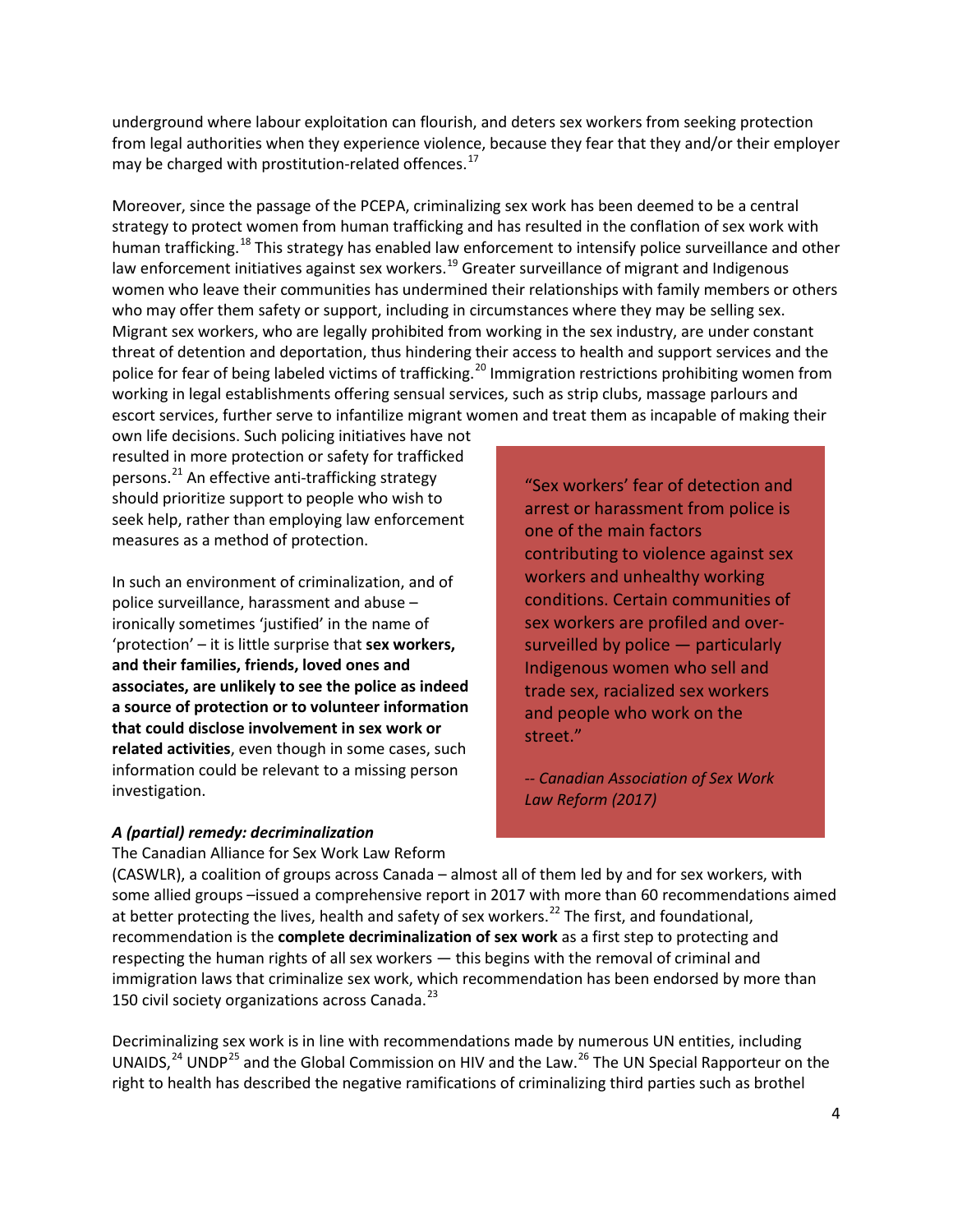underground where labour exploitation can flourish, and deters sex workers from seeking protection from legal authorities when they experience violence, because they fear that they and/or their employer may be charged with prostitution-related offences.[17]

Moreover, since the passage of the PCEPA, criminalizing sex work has been deemed to be a central strategy to protect women from human trafficking and has resulted in the conflation of sex work with human trafficking.[18] This strategy has enabled law enforcement to intensify police surveillance and other law enforcement initiatives against sex workers.[19] Greater surveillance of migrant and Indigenous women who leave their communities has undermined their relationships with family members or others who may offer them safety or support, including in circumstances where they may be selling sex. Migrant sex workers, who are legally prohibited from working in the sex industry, are under constant threat of detention and deportation, thus hindering their access to health and support services and the police for fear of being labeled victims of trafficking.[20] Immigration restrictions prohibiting women from working in legal establishments offering sensual services, such as strip clubs, massage parlours and escort services, further serve to infantilize migrant women and treat them as incapable of making their own life decisions. Such policing initiatives have not resulted in more protection or safety for trafficked persons.[21] An effective anti-trafficking strategy should prioritize support to people who wish to seek help, rather than employing law enforcement measures as a method of protection.

In such an environment of criminalization, and of police surveillance, harassment and abuse – ironically sometimes 'justified' in the name of 'protection' – it is little surprise that **sex workers, and their families, friends, loved ones and associates, are unlikely to see the police as indeed a source of protection or to volunteer information that could disclose involvement in sex work or related activities**, even though in some cases, such information could be relevant to a missing person investigation.

> "Sex workers' fear of detection and arrest or harassment from police is one of the main factors contributing to violence against sex workers and unhealthy working conditions. Certain communities of sex workers are profiled and over-surveilled by police — particularly Indigenous women who sell and trade sex, racialized sex workers and people who work on the street."
>
> *-- Canadian Association of Sex Work Law Reform (2017)*

***A (partial) remedy: decriminalization***

The Canadian Alliance for Sex Work Law Reform (CASWLR), a coalition of groups across Canada – almost all of them led by and for sex workers, with some allied groups –issued a comprehensive report in 2017 with more than 60 recommendations aimed at better protecting the lives, health and safety of sex workers.[22] The first, and foundational, recommendation is the **complete decriminalization of sex work** as a first step to protecting and respecting the human rights of all sex workers — this begins with the removal of criminal and immigration laws that criminalize sex work, which recommendation has been endorsed by more than 150 civil society organizations across Canada.[23]

Decriminalizing sex work is in line with recommendations made by numerous UN entities, including UNAIDS,[24] UNDP[25] and the Global Commission on HIV and the Law.[26] The UN Special Rapporteur on the right to health has described the negative ramifications of criminalizing third parties such as brothel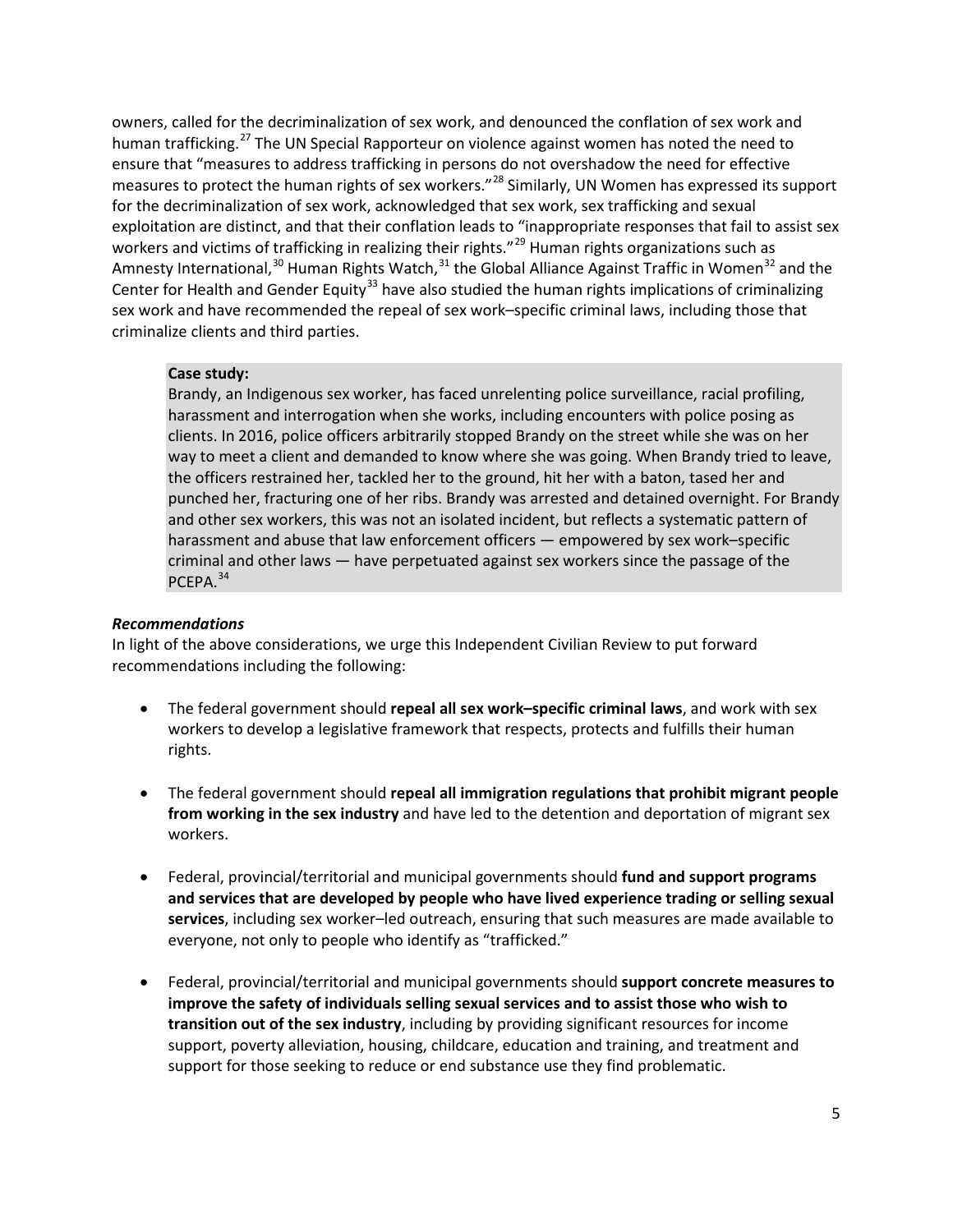owners, called for the decriminalization of sex work, and denounced the conflation of sex work and human trafficking.[27] The UN Special Rapporteur on violence against women has noted the need to ensure that "measures to address trafficking in persons do not overshadow the need for effective measures to protect the human rights of sex workers."[28] Similarly, UN Women has expressed its support for the decriminalization of sex work, acknowledged that sex work, sex trafficking and sexual exploitation are distinct, and that their conflation leads to "inappropriate responses that fail to assist sex workers and victims of trafficking in realizing their rights."[29] Human rights organizations such as Amnesty International,[30] Human Rights Watch,[31] the Global Alliance Against Traffic in Women[32] and the Center for Health and Gender Equity[33] have also studied the human rights implications of criminalizing sex work and have recommended the repeal of sex work–specific criminal laws, including those that criminalize clients and third parties.

> **Case study:**
> Brandy, an Indigenous sex worker, has faced unrelenting police surveillance, racial profiling, harassment and interrogation when she works, including encounters with police posing as clients. In 2016, police officers arbitrarily stopped Brandy on the street while she was on her way to meet a client and demanded to know where she was going. When Brandy tried to leave, the officers restrained her, tackled her to the ground, hit her with a baton, tased her and punched her, fracturing one of her ribs. Brandy was arrested and detained overnight. For Brandy and other sex workers, this was not an isolated incident, but reflects a systematic pattern of harassment and abuse that law enforcement officers — empowered by sex work–specific criminal and other laws — have perpetuated against sex workers since the passage of the PCEPA.[34]

***Recommendations***

In light of the above considerations, we urge this Independent Civilian Review to put forward recommendations including the following:

- The federal government should **repeal all sex work–specific criminal laws**, and work with sex workers to develop a legislative framework that respects, protects and fulfills their human rights.

- The federal government should **repeal all immigration regulations that prohibit migrant people from working in the sex industry** and have led to the detention and deportation of migrant sex workers.

- Federal, provincial/territorial and municipal governments should **fund and support programs and services that are developed by people who have lived experience trading or selling sexual services**, including sex worker–led outreach, ensuring that such measures are made available to everyone, not only to people who identify as "trafficked."

- Federal, provincial/territorial and municipal governments should **support concrete measures to improve the safety of individuals selling sexual services and to assist those who wish to transition out of the sex industry**, including by providing significant resources for income support, poverty alleviation, housing, childcare, education and training, and treatment and support for those seeking to reduce or end substance use they find problematic.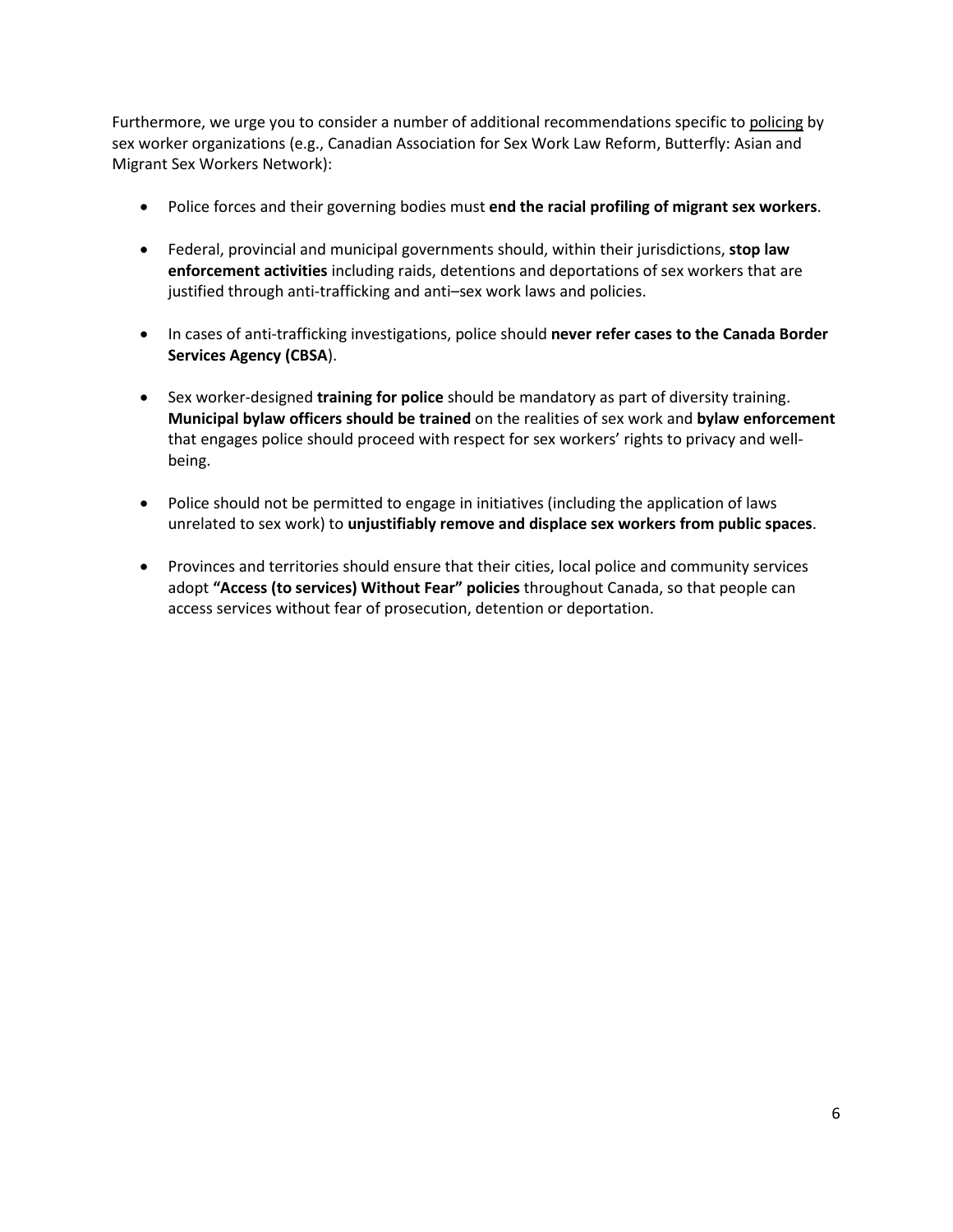Furthermore, we urge you to consider a number of additional recommendations specific to <u>policing</u> by sex worker organizations (e.g., Canadian Association for Sex Work Law Reform, Butterfly: Asian and Migrant Sex Workers Network):

- Police forces and their governing bodies must **end the racial profiling of migrant sex workers**.

- Federal, provincial and municipal governments should, within their jurisdictions, **stop law enforcement activities** including raids, detentions and deportations of sex workers that are justified through anti-trafficking and anti–sex work laws and policies.

- In cases of anti-trafficking investigations, police should **never refer cases to the Canada Border Services Agency (CBSA**).

- Sex worker-designed **training for police** should be mandatory as part of diversity training. **Municipal bylaw officers should be trained** on the realities of sex work and **bylaw enforcement** that engages police should proceed with respect for sex workers' rights to privacy and well-being.

- Police should not be permitted to engage in initiatives (including the application of laws unrelated to sex work) to **unjustifiably remove and displace sex workers from public spaces**.

- Provinces and territories should ensure that their cities, local police and community services adopt **"Access (to services) Without Fear" policies** throughout Canada, so that people can access services without fear of prosecution, detention or deportation.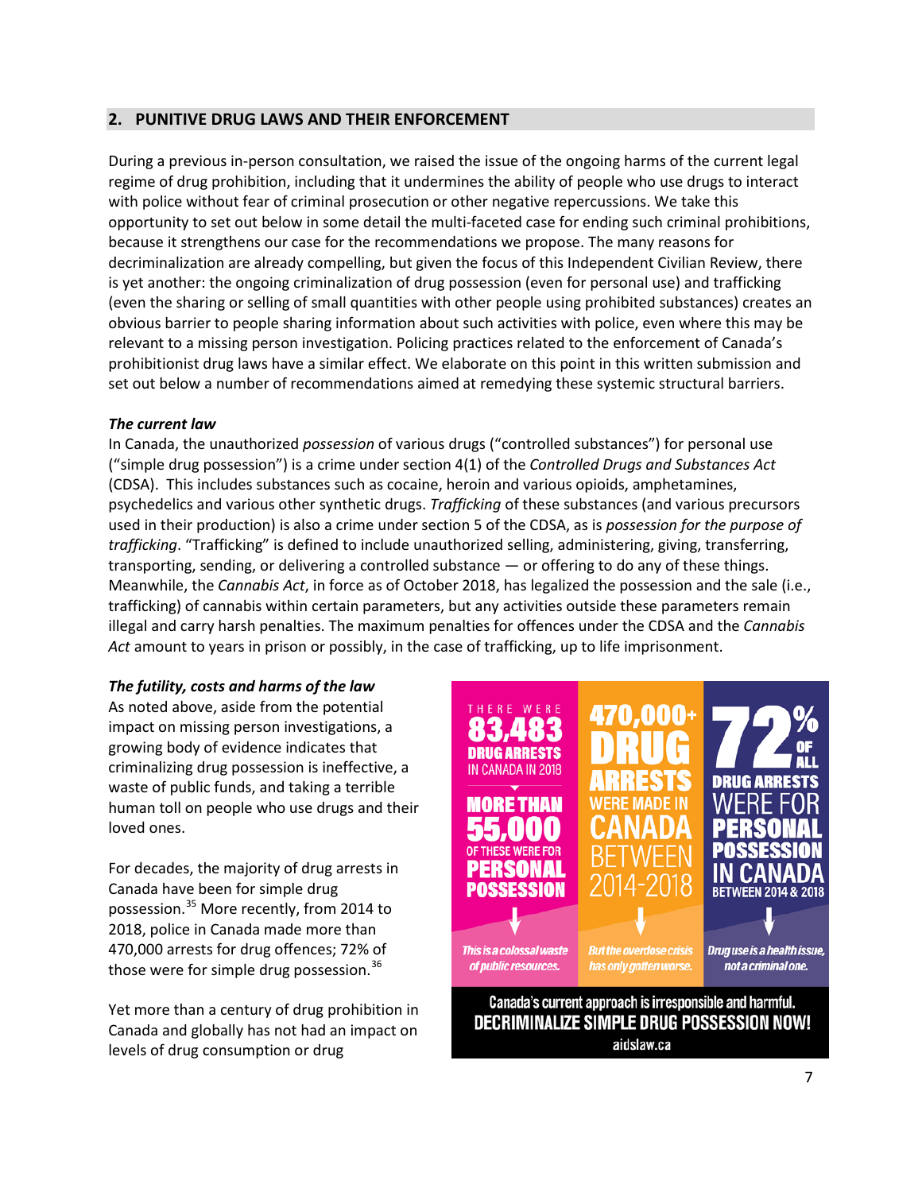## 2. PUNITIVE DRUG LAWS AND THEIR ENFORCEMENT

During a previous in-person consultation, we raised the issue of the ongoing harms of the current legal regime of drug prohibition, including that it undermines the ability of people who use drugs to interact with police without fear of criminal prosecution or other negative repercussions. We take this opportunity to set out below in some detail the multi-faceted case for ending such criminal prohibitions, because it strengthens our case for the recommendations we propose. The many reasons for decriminalization are already compelling, but given the focus of this Independent Civilian Review, there is yet another: the ongoing criminalization of drug possession (even for personal use) and trafficking (even the sharing or selling of small quantities with other people using prohibited substances) creates an obvious barrier to people sharing information about such activities with police, even where this may be relevant to a missing person investigation. Policing practices related to the enforcement of Canada's prohibitionist drug laws have a similar effect. We elaborate on this point in this written submission and set out below a number of recommendations aimed at remedying these systemic structural barriers.

***The current law***

In Canada, the unauthorized *possession* of various drugs ("controlled substances") for personal use ("simple drug possession") is a crime under section 4(1) of the *Controlled Drugs and Substances Act* (CDSA). This includes substances such as cocaine, heroin and various opioids, amphetamines, psychedelics and various other synthetic drugs. *Trafficking* of these substances (and various precursors used in their production) is also a crime under section 5 of the CDSA, as is *possession for the purpose of trafficking*. "Trafficking" is defined to include unauthorized selling, administering, giving, transferring, transporting, sending, or delivering a controlled substance — or offering to do any of these things. Meanwhile, the *Cannabis Act*, in force as of October 2018, has legalized the possession and the sale (i.e., trafficking) of cannabis within certain parameters, but any activities outside these parameters remain illegal and carry harsh penalties. The maximum penalties for offences under the CDSA and the *Cannabis Act* amount to years in prison or possibly, in the case of trafficking, up to life imprisonment.

***The futility, costs and harms of the law***

As noted above, aside from the potential impact on missing person investigations, a growing body of evidence indicates that criminalizing drug possession is ineffective, a waste of public funds, and taking a terrible human toll on people who use drugs and their loved ones.

For decades, the majority of drug arrests in Canada have been for simple drug possession.[35] More recently, from 2014 to 2018, police in Canada made more than 470,000 arrests for drug offences; 72% of those were for simple drug possession.[36]

Yet more than a century of drug prohibition in Canada and globally has not had an impact on levels of drug consumption or drug

THERE WERE **83,483 DRUG ARRESTS** IN CANADA IN 2018 — **MORE THAN 55,000** OF THESE WERE FOR **PERSONAL POSSESSION** → *This is a colossal waste of public resources.*

**470,000+ DRUG ARRESTS** WERE MADE IN **CANADA** BETWEEN 2014-2018 → *But the overdose crisis has only gotten worse.*

**72% OF ALL DRUG ARRESTS** WERE FOR **PERSONAL POSSESSION IN CANADA** BETWEEN 2014 & 2018 → *Drug use is a health issue, not a criminal one.*

Canada's current approach is irresponsible and harmful.
**DECRIMINALIZE SIMPLE DRUG POSSESSION NOW!**
aidslaw.ca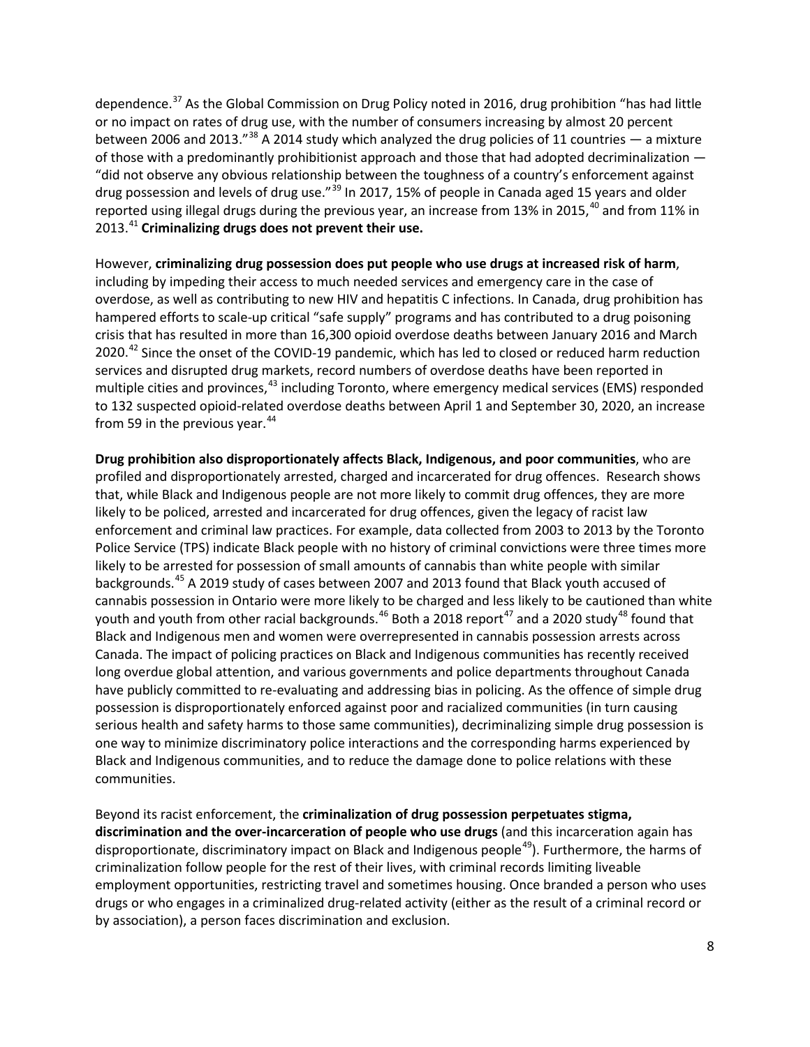dependence.[37] As the Global Commission on Drug Policy noted in 2016, drug prohibition "has had little or no impact on rates of drug use, with the number of consumers increasing by almost 20 percent between 2006 and 2013."[38] A 2014 study which analyzed the drug policies of 11 countries — a mixture of those with a predominantly prohibitionist approach and those that had adopted decriminalization — "did not observe any obvious relationship between the toughness of a country's enforcement against drug possession and levels of drug use."[39] In 2017, 15% of people in Canada aged 15 years and older reported using illegal drugs during the previous year, an increase from 13% in 2015,[40] and from 11% in 2013.[41] **Criminalizing drugs does not prevent their use.**

However, **criminalizing drug possession does put people who use drugs at increased risk of harm**, including by impeding their access to much needed services and emergency care in the case of overdose, as well as contributing to new HIV and hepatitis C infections. In Canada, drug prohibition has hampered efforts to scale-up critical "safe supply" programs and has contributed to a drug poisoning crisis that has resulted in more than 16,300 opioid overdose deaths between January 2016 and March 2020.[42] Since the onset of the COVID-19 pandemic, which has led to closed or reduced harm reduction services and disrupted drug markets, record numbers of overdose deaths have been reported in multiple cities and provinces,[43] including Toronto, where emergency medical services (EMS) responded to 132 suspected opioid-related overdose deaths between April 1 and September 30, 2020, an increase from 59 in the previous year.[44]

**Drug prohibition also disproportionately affects Black, Indigenous, and poor communities**, who are profiled and disproportionately arrested, charged and incarcerated for drug offences. Research shows that, while Black and Indigenous people are not more likely to commit drug offences, they are more likely to be policed, arrested and incarcerated for drug offences, given the legacy of racist law enforcement and criminal law practices. For example, data collected from 2003 to 2013 by the Toronto Police Service (TPS) indicate Black people with no history of criminal convictions were three times more likely to be arrested for possession of small amounts of cannabis than white people with similar backgrounds.[45] A 2019 study of cases between 2007 and 2013 found that Black youth accused of cannabis possession in Ontario were more likely to be charged and less likely to be cautioned than white youth and youth from other racial backgrounds.[46] Both a 2018 report[47] and a 2020 study[48] found that Black and Indigenous men and women were overrepresented in cannabis possession arrests across Canada. The impact of policing practices on Black and Indigenous communities has recently received long overdue global attention, and various governments and police departments throughout Canada have publicly committed to re-evaluating and addressing bias in policing. As the offence of simple drug possession is disproportionately enforced against poor and racialized communities (in turn causing serious health and safety harms to those same communities), decriminalizing simple drug possession is one way to minimize discriminatory police interactions and the corresponding harms experienced by Black and Indigenous communities, and to reduce the damage done to police relations with these communities.

Beyond its racist enforcement, the **criminalization of drug possession perpetuates stigma, discrimination and the over-incarceration of people who use drugs** (and this incarceration again has disproportionate, discriminatory impact on Black and Indigenous people[49]). Furthermore, the harms of criminalization follow people for the rest of their lives, with criminal records limiting liveable employment opportunities, restricting travel and sometimes housing. Once branded a person who uses drugs or who engages in a criminalized drug-related activity (either as the result of a criminal record or by association), a person faces discrimination and exclusion.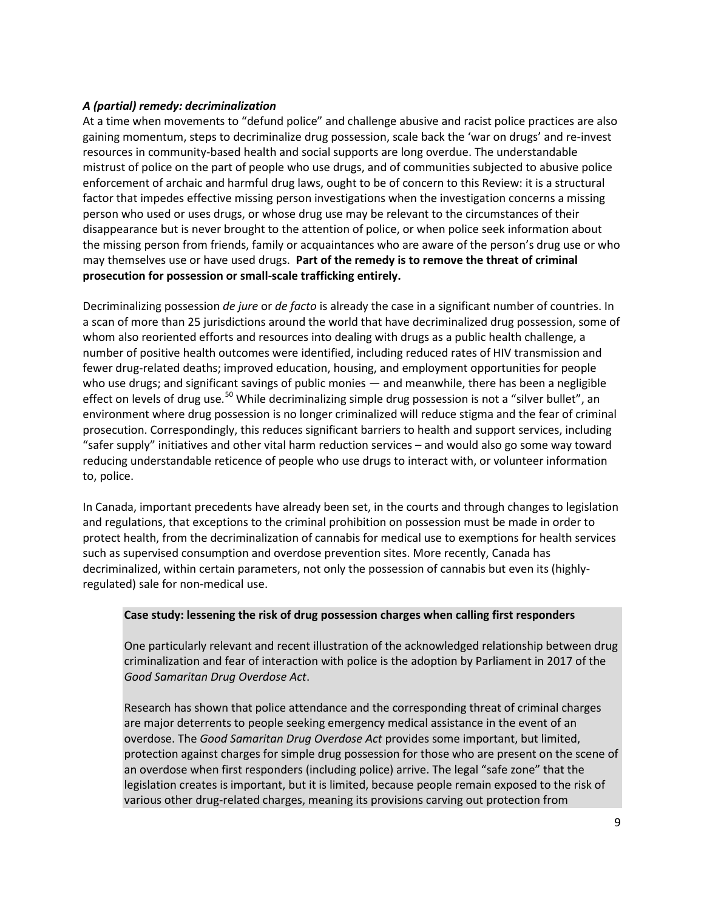### *A (partial) remedy: decriminalization*

At a time when movements to "defund police" and challenge abusive and racist police practices are also gaining momentum, steps to decriminalize drug possession, scale back the 'war on drugs' and re-invest resources in community-based health and social supports are long overdue. The understandable mistrust of police on the part of people who use drugs, and of communities subjected to abusive police enforcement of archaic and harmful drug laws, ought to be of concern to this Review: it is a structural factor that impedes effective missing person investigations when the investigation concerns a missing person who used or uses drugs, or whose drug use may be relevant to the circumstances of their disappearance but is never brought to the attention of police, or when police seek information about the missing person from friends, family or acquaintances who are aware of the person's drug use or who may themselves use or have used drugs. **Part of the remedy is to remove the threat of criminal prosecution for possession or small-scale trafficking entirely.**

Decriminalizing possession *de jure* or *de facto* is already the case in a significant number of countries. In a scan of more than 25 jurisdictions around the world that have decriminalized drug possession, some of whom also reoriented efforts and resources into dealing with drugs as a public health challenge, a number of positive health outcomes were identified, including reduced rates of HIV transmission and fewer drug-related deaths; improved education, housing, and employment opportunities for people who use drugs; and significant savings of public monies — and meanwhile, there has been a negligible effect on levels of drug use.[50] While decriminalizing simple drug possession is not a "silver bullet", an environment where drug possession is no longer criminalized will reduce stigma and the fear of criminal prosecution. Correspondingly, this reduces significant barriers to health and support services, including "safer supply" initiatives and other vital harm reduction services – and would also go some way toward reducing understandable reticence of people who use drugs to interact with, or volunteer information to, police.

In Canada, important precedents have already been set, in the courts and through changes to legislation and regulations, that exceptions to the criminal prohibition on possession must be made in order to protect health, from the decriminalization of cannabis for medical use to exemptions for health services such as supervised consumption and overdose prevention sites. More recently, Canada has decriminalized, within certain parameters, not only the possession of cannabis but even its (highly-regulated) sale for non-medical use.

**Case study: lessening the risk of drug possession charges when calling first responders**

One particularly relevant and recent illustration of the acknowledged relationship between drug criminalization and fear of interaction with police is the adoption by Parliament in 2017 of the *Good Samaritan Drug Overdose Act*.

Research has shown that police attendance and the corresponding threat of criminal charges are major deterrents to people seeking emergency medical assistance in the event of an overdose. The *Good Samaritan Drug Overdose Act* provides some important, but limited, protection against charges for simple drug possession for those who are present on the scene of an overdose when first responders (including police) arrive. The legal "safe zone" that the legislation creates is important, but it is limited, because people remain exposed to the risk of various other drug-related charges, meaning its provisions carving out protection from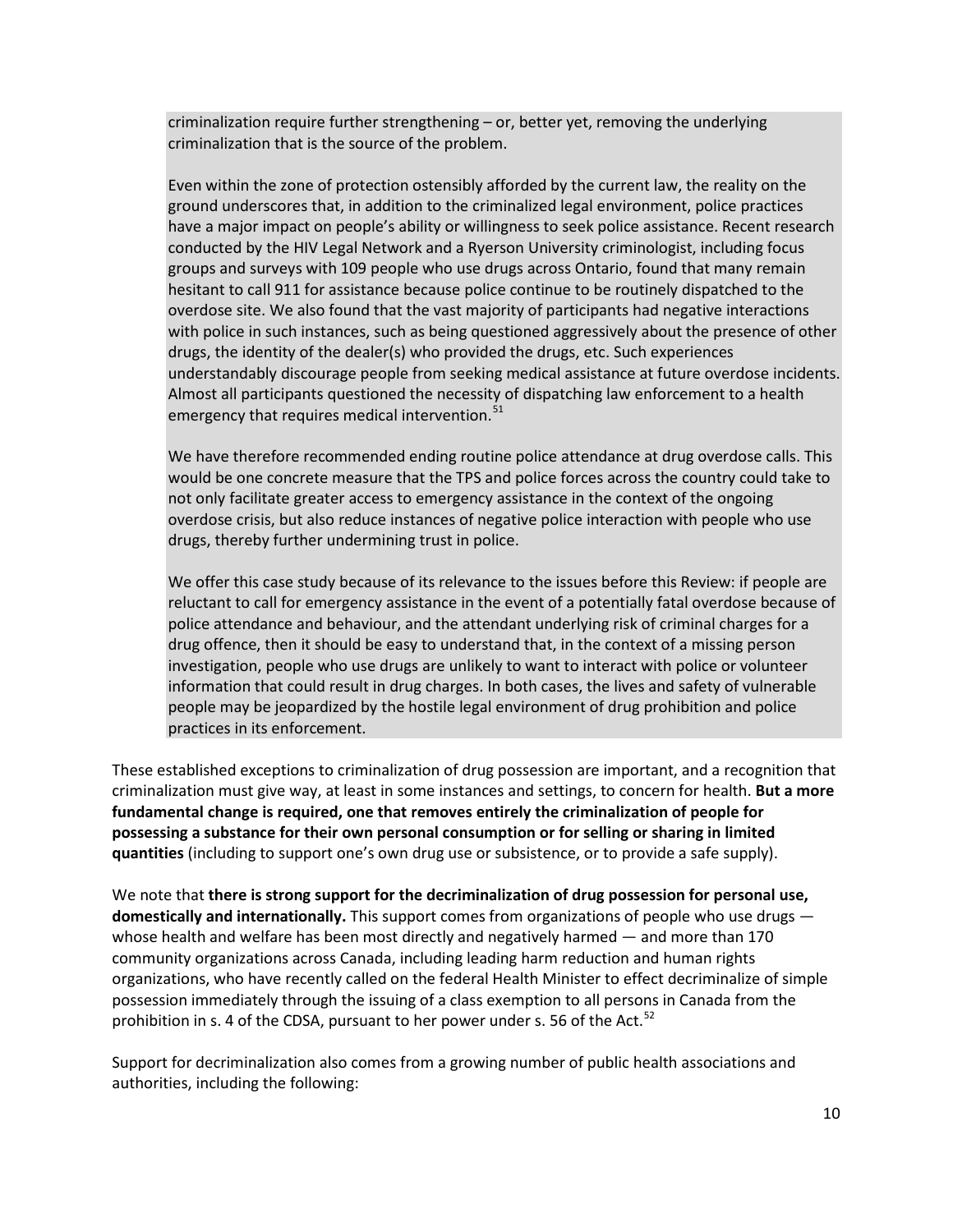criminalization require further strengthening – or, better yet, removing the underlying criminalization that is the source of the problem.

Even within the zone of protection ostensibly afforded by the current law, the reality on the ground underscores that, in addition to the criminalized legal environment, police practices have a major impact on people's ability or willingness to seek police assistance. Recent research conducted by the HIV Legal Network and a Ryerson University criminologist, including focus groups and surveys with 109 people who use drugs across Ontario, found that many remain hesitant to call 911 for assistance because police continue to be routinely dispatched to the overdose site. We also found that the vast majority of participants had negative interactions with police in such instances, such as being questioned aggressively about the presence of other drugs, the identity of the dealer(s) who provided the drugs, etc. Such experiences understandably discourage people from seeking medical assistance at future overdose incidents. Almost all participants questioned the necessity of dispatching law enforcement to a health emergency that requires medical intervention.[51]

We have therefore recommended ending routine police attendance at drug overdose calls. This would be one concrete measure that the TPS and police forces across the country could take to not only facilitate greater access to emergency assistance in the context of the ongoing overdose crisis, but also reduce instances of negative police interaction with people who use drugs, thereby further undermining trust in police.

We offer this case study because of its relevance to the issues before this Review: if people are reluctant to call for emergency assistance in the event of a potentially fatal overdose because of police attendance and behaviour, and the attendant underlying risk of criminal charges for a drug offence, then it should be easy to understand that, in the context of a missing person investigation, people who use drugs are unlikely to want to interact with police or volunteer information that could result in drug charges. In both cases, the lives and safety of vulnerable people may be jeopardized by the hostile legal environment of drug prohibition and police practices in its enforcement.

These established exceptions to criminalization of drug possession are important, and a recognition that criminalization must give way, at least in some instances and settings, to concern for health. **But a more fundamental change is required, one that removes entirely the criminalization of people for possessing a substance for their own personal consumption or for selling or sharing in limited quantities** (including to support one's own drug use or subsistence, or to provide a safe supply).

We note that **there is strong support for the decriminalization of drug possession for personal use, domestically and internationally.** This support comes from organizations of people who use drugs — whose health and welfare has been most directly and negatively harmed — and more than 170 community organizations across Canada, including leading harm reduction and human rights organizations, who have recently called on the federal Health Minister to effect decriminalize of simple possession immediately through the issuing of a class exemption to all persons in Canada from the prohibition in s. 4 of the CDSA, pursuant to her power under s. 56 of the Act.[52]

Support for decriminalization also comes from a growing number of public health associations and authorities, including the following: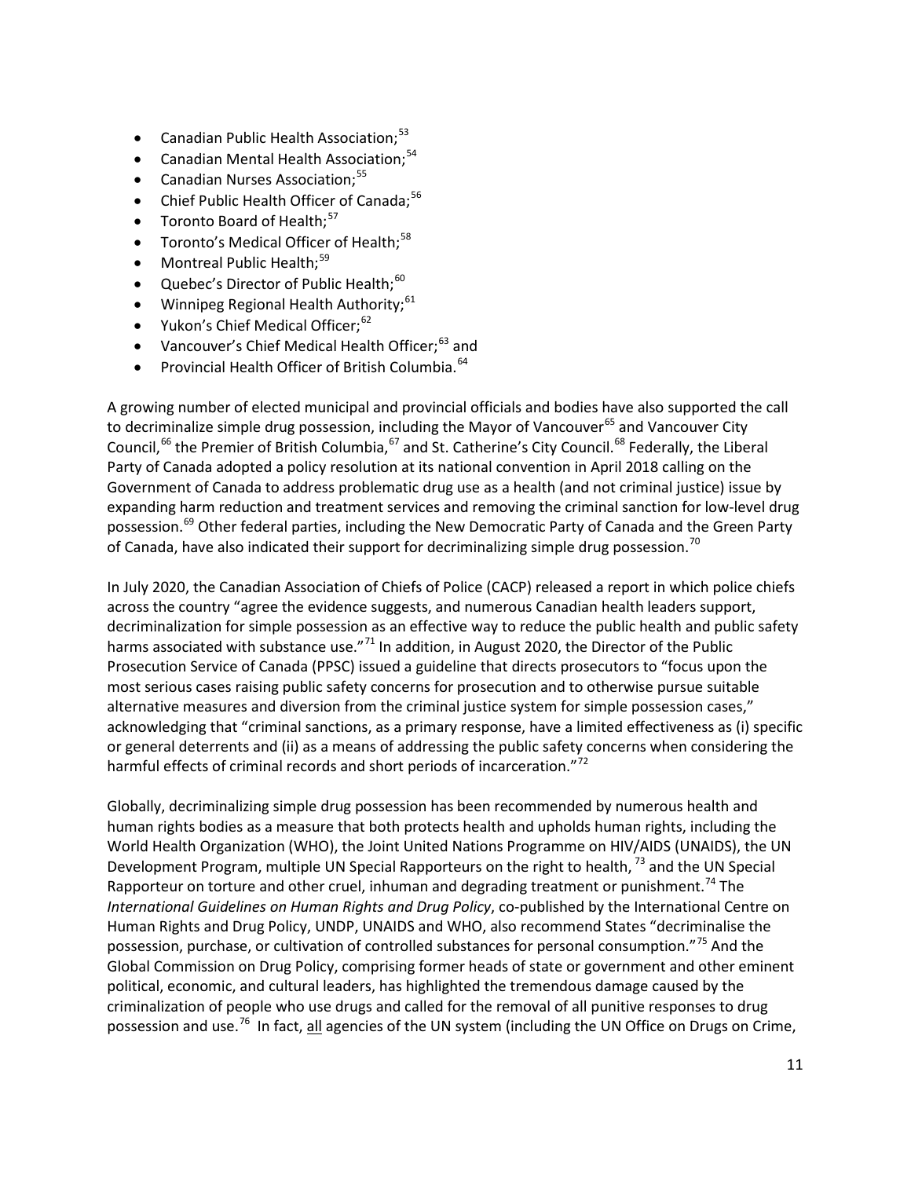- Canadian Public Health Association;[53]
- Canadian Mental Health Association;[54]
- Canadian Nurses Association;[55]
- Chief Public Health Officer of Canada;[56]
- Toronto Board of Health;[57]
- Toronto's Medical Officer of Health;[58]
- Montreal Public Health;[59]
- Quebec's Director of Public Health;[60]
- Winnipeg Regional Health Authority;[61]
- Yukon's Chief Medical Officer;[62]
- Vancouver's Chief Medical Health Officer;[63] and
- Provincial Health Officer of British Columbia.[64]

A growing number of elected municipal and provincial officials and bodies have also supported the call to decriminalize simple drug possession, including the Mayor of Vancouver[65] and Vancouver City Council,[66] the Premier of British Columbia,[67] and St. Catherine's City Council.[68] Federally, the Liberal Party of Canada adopted a policy resolution at its national convention in April 2018 calling on the Government of Canada to address problematic drug use as a health (and not criminal justice) issue by expanding harm reduction and treatment services and removing the criminal sanction for low-level drug possession.[69] Other federal parties, including the New Democratic Party of Canada and the Green Party of Canada, have also indicated their support for decriminalizing simple drug possession.[70]

In July 2020, the Canadian Association of Chiefs of Police (CACP) released a report in which police chiefs across the country "agree the evidence suggests, and numerous Canadian health leaders support, decriminalization for simple possession as an effective way to reduce the public health and public safety harms associated with substance use."[71] In addition, in August 2020, the Director of the Public Prosecution Service of Canada (PPSC) issued a guideline that directs prosecutors to "focus upon the most serious cases raising public safety concerns for prosecution and to otherwise pursue suitable alternative measures and diversion from the criminal justice system for simple possession cases," acknowledging that "criminal sanctions, as a primary response, have a limited effectiveness as (i) specific or general deterrents and (ii) as a means of addressing the public safety concerns when considering the harmful effects of criminal records and short periods of incarceration."[72]

Globally, decriminalizing simple drug possession has been recommended by numerous health and human rights bodies as a measure that both protects health and upholds human rights, including the World Health Organization (WHO), the Joint United Nations Programme on HIV/AIDS (UNAIDS), the UN Development Program, multiple UN Special Rapporteurs on the right to health,[73] and the UN Special Rapporteur on torture and other cruel, inhuman and degrading treatment or punishment.[74] The *International Guidelines on Human Rights and Drug Policy*, co-published by the International Centre on Human Rights and Drug Policy, UNDP, UNAIDS and WHO, also recommend States "decriminalise the possession, purchase, or cultivation of controlled substances for personal consumption."[75] And the Global Commission on Drug Policy, comprising former heads of state or government and other eminent political, economic, and cultural leaders, has highlighted the tremendous damage caused by the criminalization of people who use drugs and called for the removal of all punitive responses to drug possession and use.[76] In fact, all agencies of the UN system (including the UN Office on Drugs on Crime,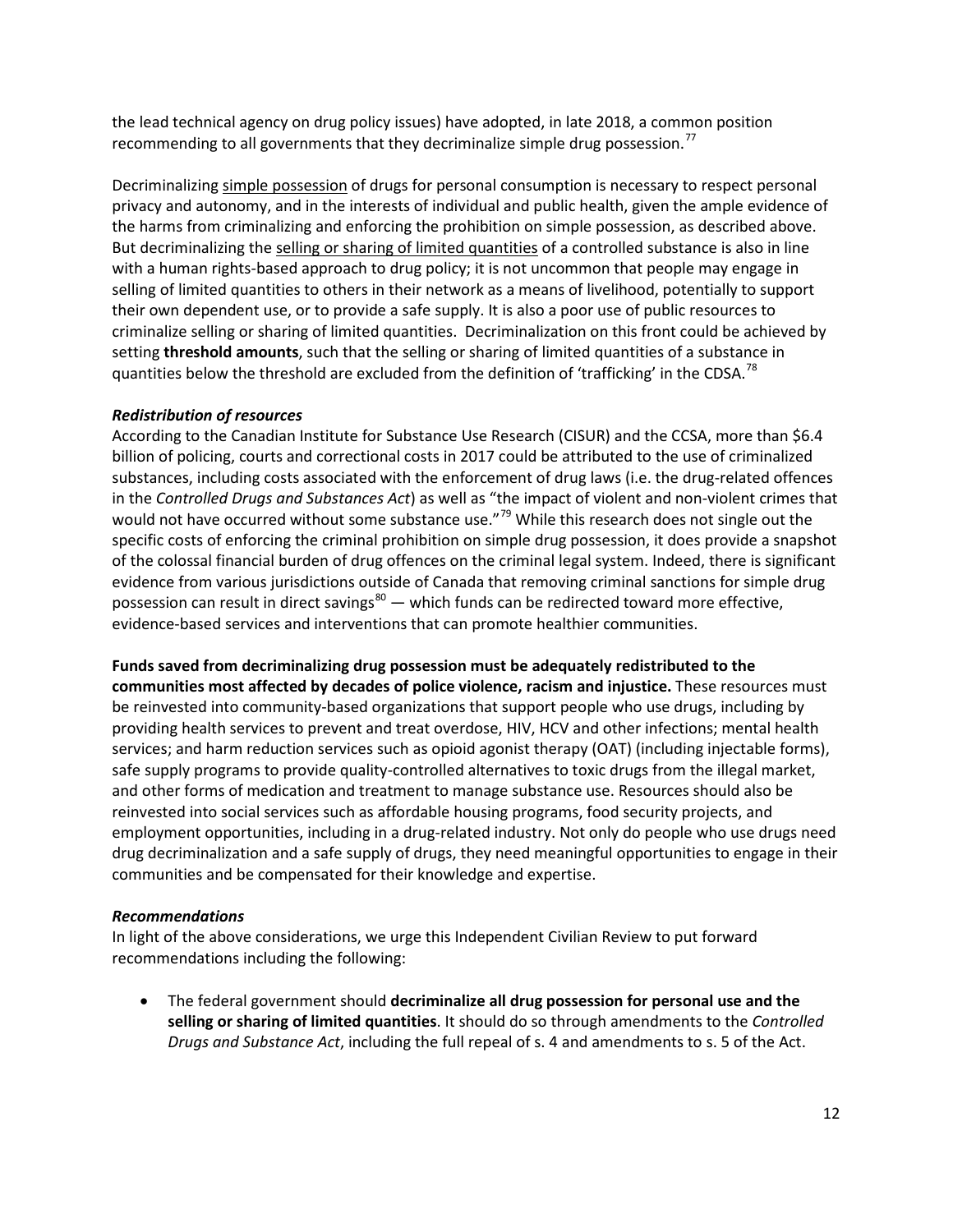the lead technical agency on drug policy issues) have adopted, in late 2018, a common position recommending to all governments that they decriminalize simple drug possession.[77]

Decriminalizing simple possession of drugs for personal consumption is necessary to respect personal privacy and autonomy, and in the interests of individual and public health, given the ample evidence of the harms from criminalizing and enforcing the prohibition on simple possession, as described above. But decriminalizing the selling or sharing of limited quantities of a controlled substance is also in line with a human rights-based approach to drug policy; it is not uncommon that people may engage in selling of limited quantities to others in their network as a means of livelihood, potentially to support their own dependent use, or to provide a safe supply. It is also a poor use of public resources to criminalize selling or sharing of limited quantities. Decriminalization on this front could be achieved by setting **threshold amounts**, such that the selling or sharing of limited quantities of a substance in quantities below the threshold are excluded from the definition of 'trafficking' in the CDSA.[78]

***Redistribution of resources***

According to the Canadian Institute for Substance Use Research (CISUR) and the CCSA, more than \$6.4 billion of policing, courts and correctional costs in 2017 could be attributed to the use of criminalized substances, including costs associated with the enforcement of drug laws (i.e. the drug-related offences in the *Controlled Drugs and Substances Act*) as well as "the impact of violent and non-violent crimes that would not have occurred without some substance use."[79] While this research does not single out the specific costs of enforcing the criminal prohibition on simple drug possession, it does provide a snapshot of the colossal financial burden of drug offences on the criminal legal system. Indeed, there is significant evidence from various jurisdictions outside of Canada that removing criminal sanctions for simple drug possession can result in direct savings[80] — which funds can be redirected toward more effective, evidence-based services and interventions that can promote healthier communities.

**Funds saved from decriminalizing drug possession must be adequately redistributed to the communities most affected by decades of police violence, racism and injustice.** These resources must be reinvested into community-based organizations that support people who use drugs, including by providing health services to prevent and treat overdose, HIV, HCV and other infections; mental health services; and harm reduction services such as opioid agonist therapy (OAT) (including injectable forms), safe supply programs to provide quality-controlled alternatives to toxic drugs from the illegal market, and other forms of medication and treatment to manage substance use. Resources should also be reinvested into social services such as affordable housing programs, food security projects, and employment opportunities, including in a drug-related industry. Not only do people who use drugs need drug decriminalization and a safe supply of drugs, they need meaningful opportunities to engage in their communities and be compensated for their knowledge and expertise.

***Recommendations***

In light of the above considerations, we urge this Independent Civilian Review to put forward recommendations including the following:

- The federal government should **decriminalize all drug possession for personal use and the selling or sharing of limited quantities**. It should do so through amendments to the *Controlled Drugs and Substance Act*, including the full repeal of s. 4 and amendments to s. 5 of the Act.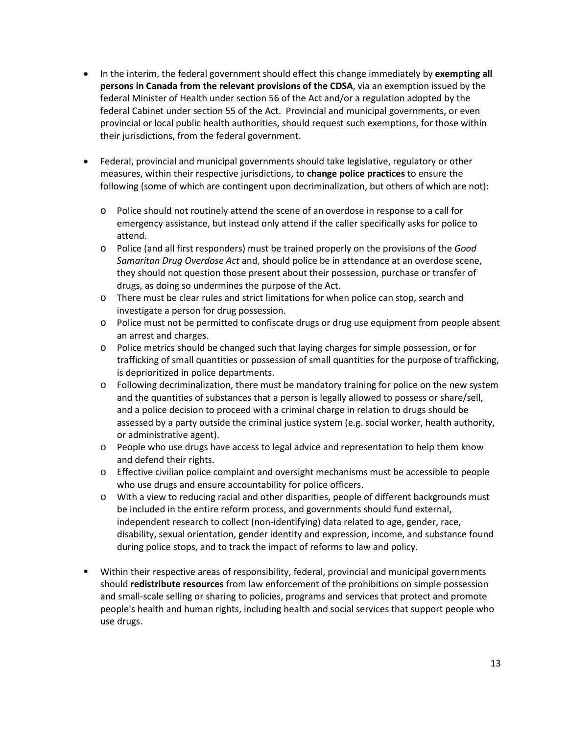- In the interim, the federal government should effect this change immediately by **exempting all persons in Canada from the relevant provisions of the CDSA**, via an exemption issued by the federal Minister of Health under section 56 of the Act and/or a regulation adopted by the federal Cabinet under section 55 of the Act. Provincial and municipal governments, or even provincial or local public health authorities, should request such exemptions, for those within their jurisdictions, from the federal government.

- Federal, provincial and municipal governments should take legislative, regulatory or other measures, within their respective jurisdictions, to **change police practices** to ensure the following (some of which are contingent upon decriminalization, but others of which are not):

    - Police should not routinely attend the scene of an overdose in response to a call for emergency assistance, but instead only attend if the caller specifically asks for police to attend.
    - Police (and all first responders) must be trained properly on the provisions of the *Good Samaritan Drug Overdose Act* and, should police be in attendance at an overdose scene, they should not question those present about their possession, purchase or transfer of drugs, as doing so undermines the purpose of the Act.
    - There must be clear rules and strict limitations for when police can stop, search and investigate a person for drug possession.
    - Police must not be permitted to confiscate drugs or drug use equipment from people absent an arrest and charges.
    - Police metrics should be changed such that laying charges for simple possession, or for trafficking of small quantities or possession of small quantities for the purpose of trafficking, is deprioritized in police departments.
    - Following decriminalization, there must be mandatory training for police on the new system and the quantities of substances that a person is legally allowed to possess or share/sell, and a police decision to proceed with a criminal charge in relation to drugs should be assessed by a party outside the criminal justice system (e.g. social worker, health authority, or administrative agent).
    - People who use drugs have access to legal advice and representation to help them know and defend their rights.
    - Effective civilian police complaint and oversight mechanisms must be accessible to people who use drugs and ensure accountability for police officers.
    - With a view to reducing racial and other disparities, people of different backgrounds must be included in the entire reform process, and governments should fund external, independent research to collect (non-identifying) data related to age, gender, race, disability, sexual orientation, gender identity and expression, income, and substance found during police stops, and to track the impact of reforms to law and policy.

- Within their respective areas of responsibility, federal, provincial and municipal governments should **redistribute resources** from law enforcement of the prohibitions on simple possession and small-scale selling or sharing to policies, programs and services that protect and promote people's health and human rights, including health and social services that support people who use drugs.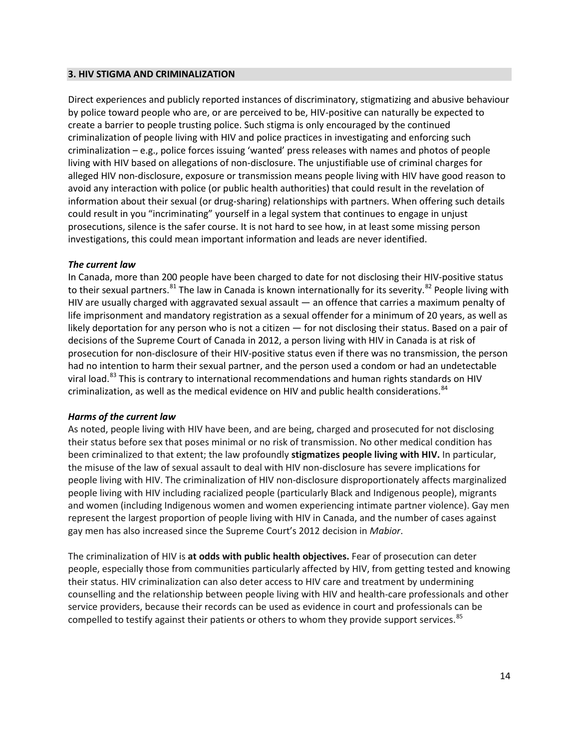## 3. HIV STIGMA AND CRIMINALIZATION

Direct experiences and publicly reported instances of discriminatory, stigmatizing and abusive behaviour by police toward people who are, or are perceived to be, HIV-positive can naturally be expected to create a barrier to people trusting police. Such stigma is only encouraged by the continued criminalization of people living with HIV and police practices in investigating and enforcing such criminalization – e.g., police forces issuing 'wanted' press releases with names and photos of people living with HIV based on allegations of non-disclosure. The unjustifiable use of criminal charges for alleged HIV non-disclosure, exposure or transmission means people living with HIV have good reason to avoid any interaction with police (or public health authorities) that could result in the revelation of information about their sexual (or drug-sharing) relationships with partners. When offering such details could result in you "incriminating" yourself in a legal system that continues to engage in unjust prosecutions, silence is the safer course. It is not hard to see how, in at least some missing person investigations, this could mean important information and leads are never identified.

### *The current law*

In Canada, more than 200 people have been charged to date for not disclosing their HIV-positive status to their sexual partners.[81] The law in Canada is known internationally for its severity.[82] People living with HIV are usually charged with aggravated sexual assault — an offence that carries a maximum penalty of life imprisonment and mandatory registration as a sexual offender for a minimum of 20 years, as well as likely deportation for any person who is not a citizen — for not disclosing their status. Based on a pair of decisions of the Supreme Court of Canada in 2012, a person living with HIV in Canada is at risk of prosecution for non-disclosure of their HIV-positive status even if there was no transmission, the person had no intention to harm their sexual partner, and the person used a condom or had an undetectable viral load.[83] This is contrary to international recommendations and human rights standards on HIV criminalization, as well as the medical evidence on HIV and public health considerations.[84]

### *Harms of the current law*

As noted, people living with HIV have been, and are being, charged and prosecuted for not disclosing their status before sex that poses minimal or no risk of transmission. No other medical condition has been criminalized to that extent; the law profoundly **stigmatizes people living with HIV.** In particular, the misuse of the law of sexual assault to deal with HIV non-disclosure has severe implications for people living with HIV. The criminalization of HIV non-disclosure disproportionately affects marginalized people living with HIV including racialized people (particularly Black and Indigenous people), migrants and women (including Indigenous women and women experiencing intimate partner violence). Gay men represent the largest proportion of people living with HIV in Canada, and the number of cases against gay men has also increased since the Supreme Court's 2012 decision in *Mabior*.

The criminalization of HIV is **at odds with public health objectives.** Fear of prosecution can deter people, especially those from communities particularly affected by HIV, from getting tested and knowing their status. HIV criminalization can also deter access to HIV care and treatment by undermining counselling and the relationship between people living with HIV and health-care professionals and other service providers, because their records can be used as evidence in court and professionals can be compelled to testify against their patients or others to whom they provide support services.[85]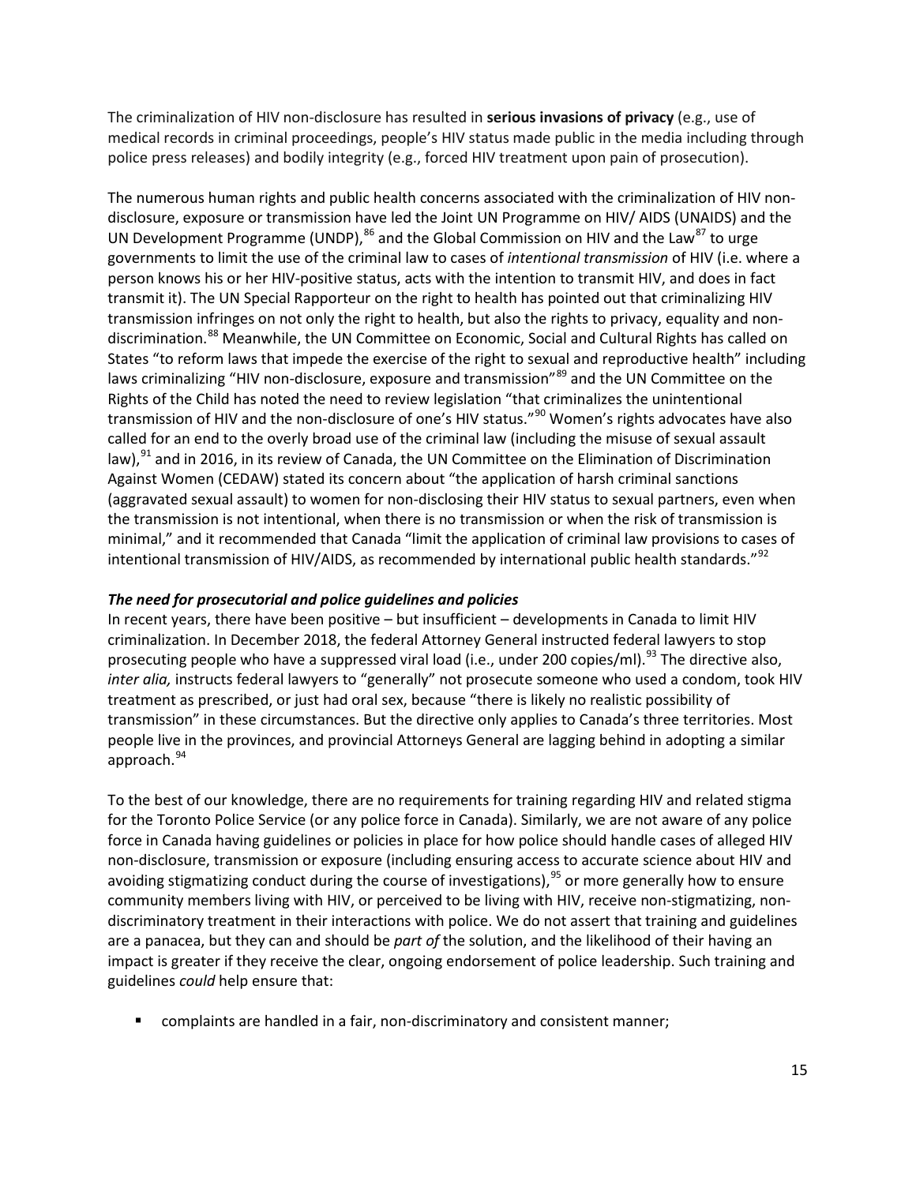The criminalization of HIV non-disclosure has resulted in **serious invasions of privacy** (e.g., use of medical records in criminal proceedings, people's HIV status made public in the media including through police press releases) and bodily integrity (e.g., forced HIV treatment upon pain of prosecution).

The numerous human rights and public health concerns associated with the criminalization of HIV non-disclosure, exposure or transmission have led the Joint UN Programme on HIV/ AIDS (UNAIDS) and the UN Development Programme (UNDP),[86] and the Global Commission on HIV and the Law[87] to urge governments to limit the use of the criminal law to cases of *intentional transmission* of HIV (i.e. where a person knows his or her HIV-positive status, acts with the intention to transmit HIV, and does in fact transmit it). The UN Special Rapporteur on the right to health has pointed out that criminalizing HIV transmission infringes on not only the right to health, but also the rights to privacy, equality and non-discrimination.[88] Meanwhile, the UN Committee on Economic, Social and Cultural Rights has called on States "to reform laws that impede the exercise of the right to sexual and reproductive health" including laws criminalizing "HIV non-disclosure, exposure and transmission"[89] and the UN Committee on the Rights of the Child has noted the need to review legislation "that criminalizes the unintentional transmission of HIV and the non-disclosure of one's HIV status."[90] Women's rights advocates have also called for an end to the overly broad use of the criminal law (including the misuse of sexual assault law),[91] and in 2016, in its review of Canada, the UN Committee on the Elimination of Discrimination Against Women (CEDAW) stated its concern about "the application of harsh criminal sanctions (aggravated sexual assault) to women for non-disclosing their HIV status to sexual partners, even when the transmission is not intentional, when there is no transmission or when the risk of transmission is minimal," and it recommended that Canada "limit the application of criminal law provisions to cases of intentional transmission of HIV/AIDS, as recommended by international public health standards."[92]

***The need for prosecutorial and police guidelines and policies***

In recent years, there have been positive – but insufficient – developments in Canada to limit HIV criminalization. In December 2018, the federal Attorney General instructed federal lawyers to stop prosecuting people who have a suppressed viral load (i.e., under 200 copies/ml).[93] The directive also, *inter alia,* instructs federal lawyers to "generally" not prosecute someone who used a condom, took HIV treatment as prescribed, or just had oral sex, because "there is likely no realistic possibility of transmission" in these circumstances. But the directive only applies to Canada's three territories. Most people live in the provinces, and provincial Attorneys General are lagging behind in adopting a similar approach.[94]

To the best of our knowledge, there are no requirements for training regarding HIV and related stigma for the Toronto Police Service (or any police force in Canada). Similarly, we are not aware of any police force in Canada having guidelines or policies in place for how police should handle cases of alleged HIV non-disclosure, transmission or exposure (including ensuring access to accurate science about HIV and avoiding stigmatizing conduct during the course of investigations),[95] or more generally how to ensure community members living with HIV, or perceived to be living with HIV, receive non-stigmatizing, non-discriminatory treatment in their interactions with police. We do not assert that training and guidelines are a panacea, but they can and should be *part of* the solution, and the likelihood of their having an impact is greater if they receive the clear, ongoing endorsement of police leadership. Such training and guidelines *could* help ensure that:

- complaints are handled in a fair, non-discriminatory and consistent manner;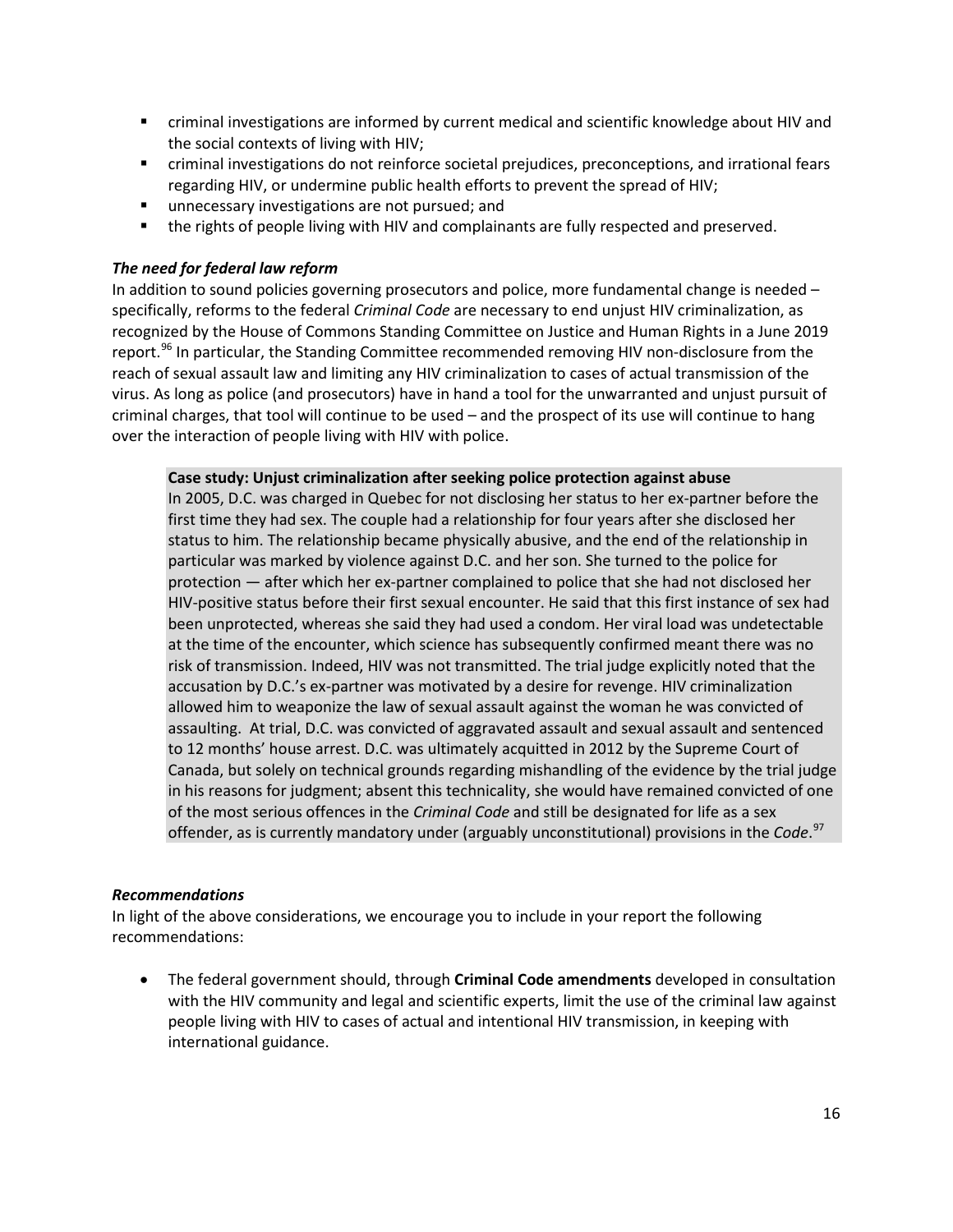- criminal investigations are informed by current medical and scientific knowledge about HIV and the social contexts of living with HIV;
- criminal investigations do not reinforce societal prejudices, preconceptions, and irrational fears regarding HIV, or undermine public health efforts to prevent the spread of HIV;
- unnecessary investigations are not pursued; and
- the rights of people living with HIV and complainants are fully respected and preserved.

***The need for federal law reform***

In addition to sound policies governing prosecutors and police, more fundamental change is needed – specifically, reforms to the federal *Criminal Code* are necessary to end unjust HIV criminalization, as recognized by the House of Commons Standing Committee on Justice and Human Rights in a June 2019 report.[96] In particular, the Standing Committee recommended removing HIV non-disclosure from the reach of sexual assault law and limiting any HIV criminalization to cases of actual transmission of the virus. As long as police (and prosecutors) have in hand a tool for the unwarranted and unjust pursuit of criminal charges, that tool will continue to be used – and the prospect of its use will continue to hang over the interaction of people living with HIV with police.

> **Case study: Unjust criminalization after seeking police protection against abuse**
>
> In 2005, D.C. was charged in Quebec for not disclosing her status to her ex-partner before the first time they had sex. The couple had a relationship for four years after she disclosed her status to him. The relationship became physically abusive, and the end of the relationship in particular was marked by violence against D.C. and her son. She turned to the police for protection — after which her ex-partner complained to police that she had not disclosed her HIV-positive status before their first sexual encounter. He said that this first instance of sex had been unprotected, whereas she said they had used a condom. Her viral load was undetectable at the time of the encounter, which science has subsequently confirmed meant there was no risk of transmission. Indeed, HIV was not transmitted. The trial judge explicitly noted that the accusation by D.C.'s ex-partner was motivated by a desire for revenge. HIV criminalization allowed him to weaponize the law of sexual assault against the woman he was convicted of assaulting. At trial, D.C. was convicted of aggravated assault and sexual assault and sentenced to 12 months' house arrest. D.C. was ultimately acquitted in 2012 by the Supreme Court of Canada, but solely on technical grounds regarding mishandling of the evidence by the trial judge in his reasons for judgment; absent this technicality, she would have remained convicted of one of the most serious offences in the *Criminal Code* and still be designated for life as a sex offender, as is currently mandatory under (arguably unconstitutional) provisions in the *Code*.[97]

***Recommendations***

In light of the above considerations, we encourage you to include in your report the following recommendations:

- The federal government should, through **Criminal Code amendments** developed in consultation with the HIV community and legal and scientific experts, limit the use of the criminal law against people living with HIV to cases of actual and intentional HIV transmission, in keeping with international guidance.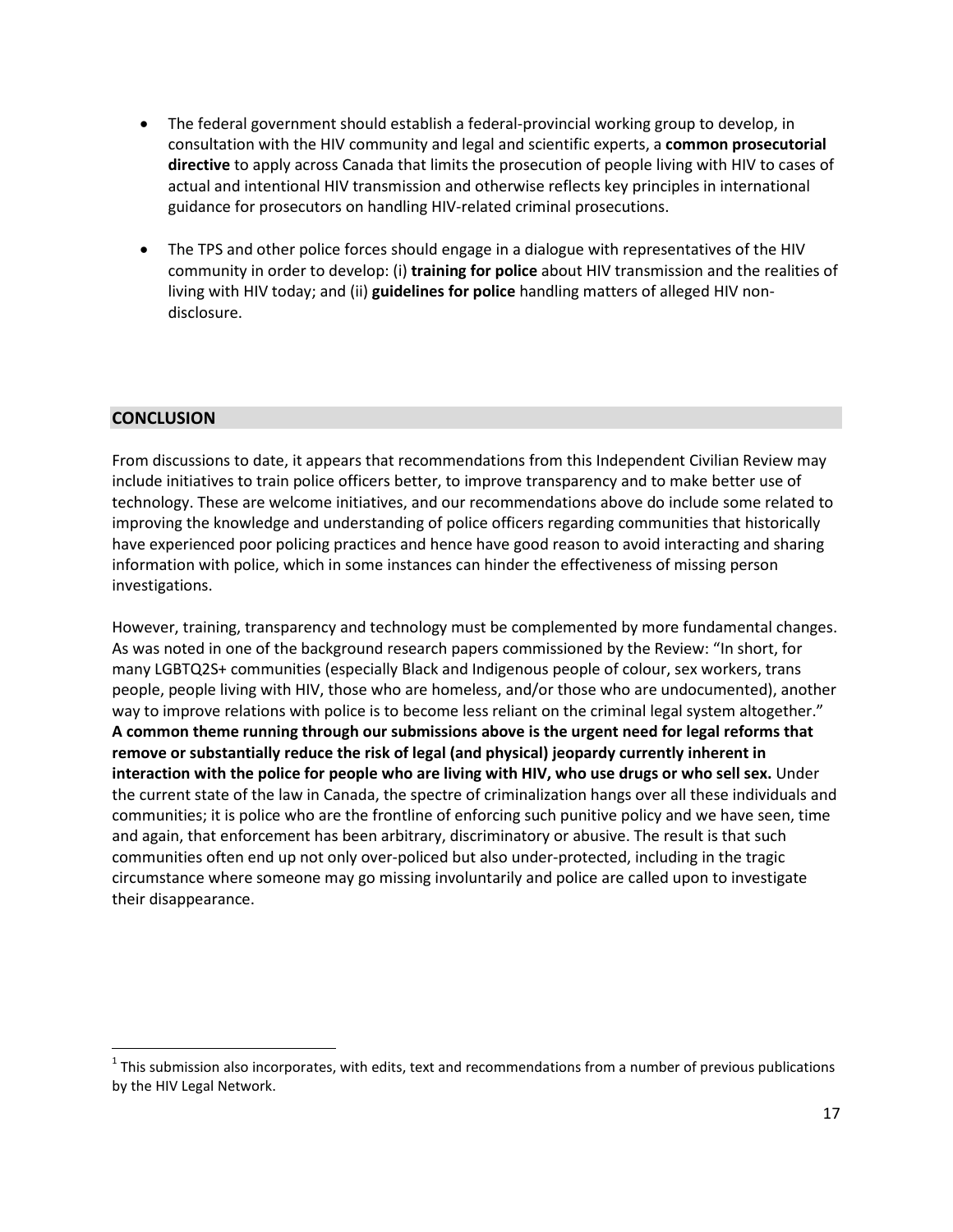- The federal government should establish a federal-provincial working group to develop, in consultation with the HIV community and legal and scientific experts, a **common prosecutorial directive** to apply across Canada that limits the prosecution of people living with HIV to cases of actual and intentional HIV transmission and otherwise reflects key principles in international guidance for prosecutors on handling HIV-related criminal prosecutions.

- The TPS and other police forces should engage in a dialogue with representatives of the HIV community in order to develop: (i) **training for police** about HIV transmission and the realities of living with HIV today; and (ii) **guidelines for police** handling matters of alleged HIV non-disclosure.

## CONCLUSION

From discussions to date, it appears that recommendations from this Independent Civilian Review may include initiatives to train police officers better, to improve transparency and to make better use of technology. These are welcome initiatives, and our recommendations above do include some related to improving the knowledge and understanding of police officers regarding communities that historically have experienced poor policing practices and hence have good reason to avoid interacting and sharing information with police, which in some instances can hinder the effectiveness of missing person investigations.

However, training, transparency and technology must be complemented by more fundamental changes. As was noted in one of the background research papers commissioned by the Review: "In short, for many LGBTQ2S+ communities (especially Black and Indigenous people of colour, sex workers, trans people, people living with HIV, those who are homeless, and/or those who are undocumented), another way to improve relations with police is to become less reliant on the criminal legal system altogether." **A common theme running through our submissions above is the urgent need for legal reforms that remove or substantially reduce the risk of legal (and physical) jeopardy currently inherent in interaction with the police for people who are living with HIV, who use drugs or who sell sex.** Under the current state of the law in Canada, the spectre of criminalization hangs over all these individuals and communities; it is police who are the frontline of enforcing such punitive policy and we have seen, time and again, that enforcement has been arbitrary, discriminatory or abusive. The result is that such communities often end up not only over-policed but also under-protected, including in the tragic circumstance where someone may go missing involuntarily and police are called upon to investigate their disappearance.

---

[1] This submission also incorporates, with edits, text and recommendations from a number of previous publications by the HIV Legal Network.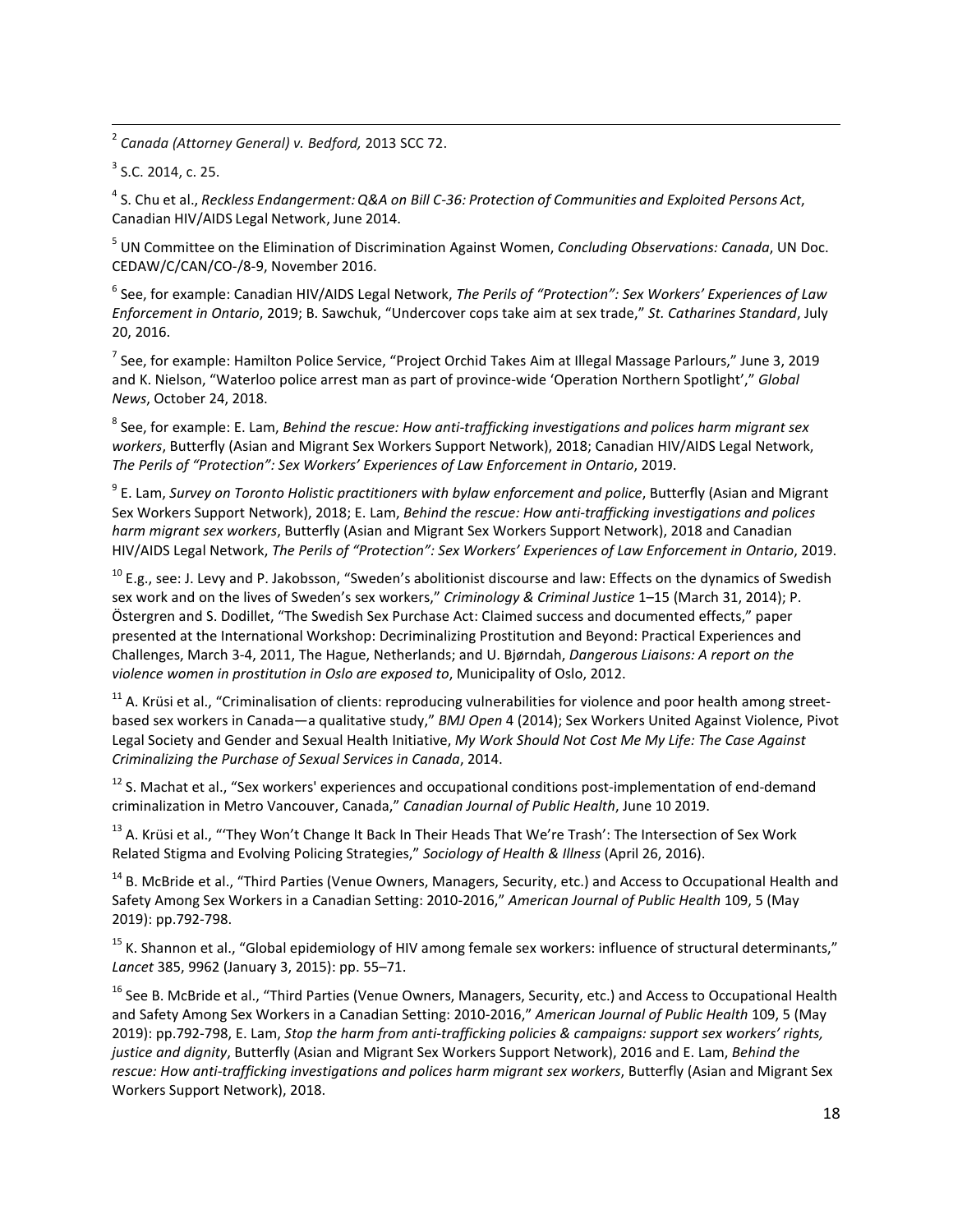[2] *Canada (Attorney General) v. Bedford,* 2013 SCC 72.

[3] S.C. 2014, c. 25.

[4] S. Chu et al., *Reckless Endangerment: Q&A on Bill C-36: Protection of Communities and Exploited Persons Act*, Canadian HIV/AIDS Legal Network, June 2014.

[5] UN Committee on the Elimination of Discrimination Against Women, *Concluding Observations: Canada*, UN Doc. CEDAW/C/CAN/CO-/8-9, November 2016.

[6] See, for example: Canadian HIV/AIDS Legal Network, *The Perils of "Protection": Sex Workers' Experiences of Law Enforcement in Ontario*, 2019; B. Sawchuk, "Undercover cops take aim at sex trade," *St. Catharines Standard*, July 20, 2016.

[7] See, for example: Hamilton Police Service, "Project Orchid Takes Aim at Illegal Massage Parlours," June 3, 2019 and K. Nielson, "Waterloo police arrest man as part of province-wide 'Operation Northern Spotlight'," *Global News*, October 24, 2018.

[8] See, for example: E. Lam, *Behind the rescue: How anti-trafficking investigations and polices harm migrant sex workers*, Butterfly (Asian and Migrant Sex Workers Support Network), 2018; Canadian HIV/AIDS Legal Network, *The Perils of "Protection": Sex Workers' Experiences of Law Enforcement in Ontario*, 2019.

[9] E. Lam, *Survey on Toronto Holistic practitioners with bylaw enforcement and police*, Butterfly (Asian and Migrant Sex Workers Support Network), 2018; E. Lam, *Behind the rescue: How anti-trafficking investigations and polices harm migrant sex workers*, Butterfly (Asian and Migrant Sex Workers Support Network), 2018 and Canadian HIV/AIDS Legal Network, *The Perils of "Protection": Sex Workers' Experiences of Law Enforcement in Ontario*, 2019.

[10] E.g., see: J. Levy and P. Jakobsson, "Sweden's abolitionist discourse and law: Effects on the dynamics of Swedish sex work and on the lives of Sweden's sex workers," *Criminology & Criminal Justice* 1–15 (March 31, 2014); P. Östergren and S. Dodillet, "The Swedish Sex Purchase Act: Claimed success and documented effects," paper presented at the International Workshop: Decriminalizing Prostitution and Beyond: Practical Experiences and Challenges, March 3-4, 2011, The Hague, Netherlands; and U. Bjørndah, *Dangerous Liaisons: A report on the violence women in prostitution in Oslo are exposed to*, Municipality of Oslo, 2012.

[11] A. Krüsi et al., "Criminalisation of clients: reproducing vulnerabilities for violence and poor health among street-based sex workers in Canada—a qualitative study," *BMJ Open* 4 (2014); Sex Workers United Against Violence, Pivot Legal Society and Gender and Sexual Health Initiative, *My Work Should Not Cost Me My Life: The Case Against Criminalizing the Purchase of Sexual Services in Canada*, 2014.

[12] S. Machat et al., "Sex workers' experiences and occupational conditions post-implementation of end-demand criminalization in Metro Vancouver, Canada," *Canadian Journal of Public Health*, June 10 2019.

[13] A. Krüsi et al., "'They Won't Change It Back In Their Heads That We're Trash': The Intersection of Sex Work Related Stigma and Evolving Policing Strategies," *Sociology of Health & Illness* (April 26, 2016).

[14] B. McBride et al., "Third Parties (Venue Owners, Managers, Security, etc.) and Access to Occupational Health and Safety Among Sex Workers in a Canadian Setting: 2010-2016," *American Journal of Public Health* 109, 5 (May 2019): pp.792-798.

[15] K. Shannon et al., "Global epidemiology of HIV among female sex workers: influence of structural determinants," *Lancet* 385, 9962 (January 3, 2015): pp. 55–71.

[16] See B. McBride et al., "Third Parties (Venue Owners, Managers, Security, etc.) and Access to Occupational Health and Safety Among Sex Workers in a Canadian Setting: 2010-2016," *American Journal of Public Health* 109, 5 (May 2019): pp.792-798, E. Lam, *Stop the harm from anti-trafficking policies & campaigns: support sex workers' rights, justice and dignity*, Butterfly (Asian and Migrant Sex Workers Support Network), 2016 and E. Lam, *Behind the rescue: How anti-trafficking investigations and polices harm migrant sex workers*, Butterfly (Asian and Migrant Sex Workers Support Network), 2018.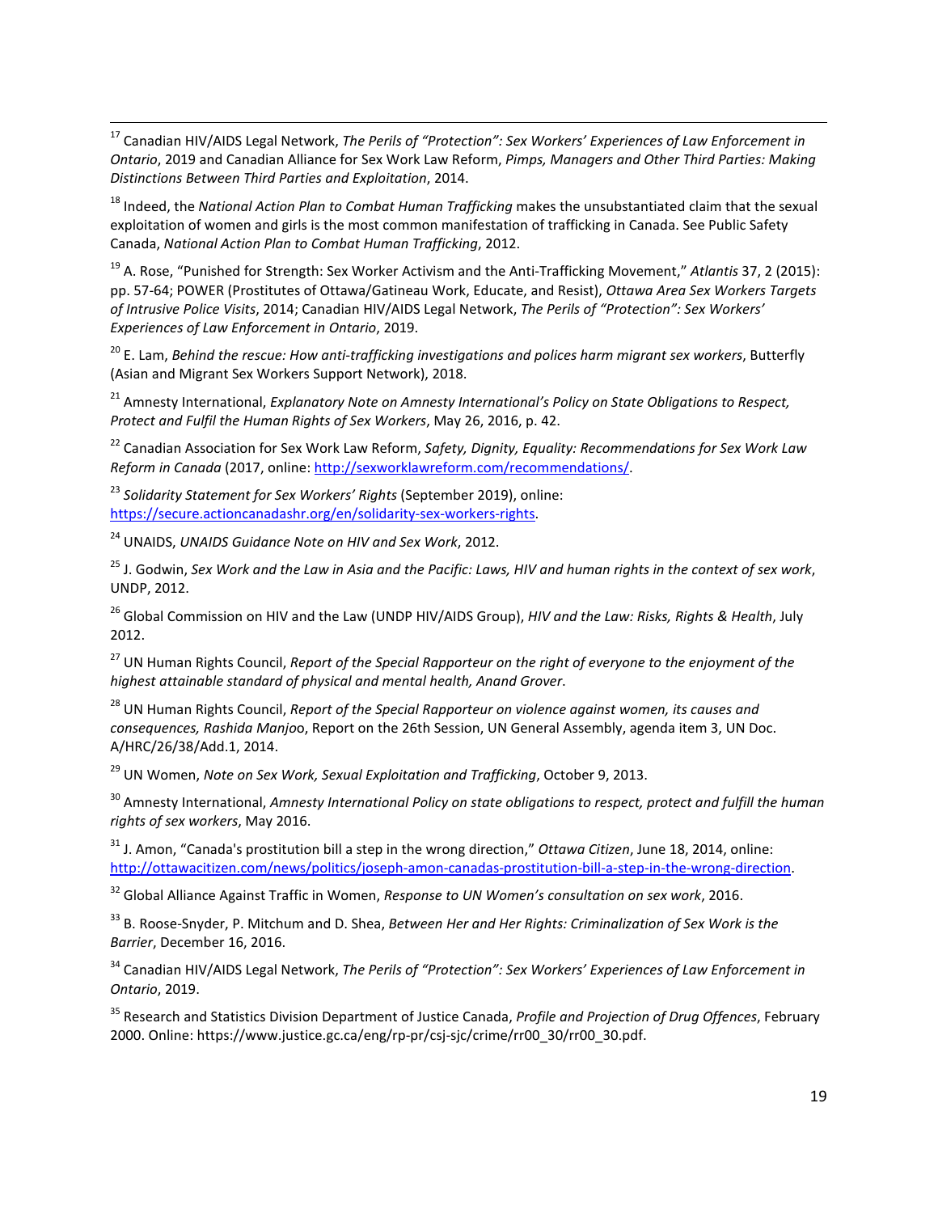[17] Canadian HIV/AIDS Legal Network, *The Perils of "Protection": Sex Workers' Experiences of Law Enforcement in Ontario*, 2019 and Canadian Alliance for Sex Work Law Reform, *Pimps, Managers and Other Third Parties: Making Distinctions Between Third Parties and Exploitation*, 2014.

[18] Indeed, the *National Action Plan to Combat Human Trafficking* makes the unsubstantiated claim that the sexual exploitation of women and girls is the most common manifestation of trafficking in Canada. See Public Safety Canada, *National Action Plan to Combat Human Trafficking*, 2012.

[19] A. Rose, "Punished for Strength: Sex Worker Activism and the Anti-Trafficking Movement," *Atlantis* 37, 2 (2015): pp. 57-64; POWER (Prostitutes of Ottawa/Gatineau Work, Educate, and Resist), *Ottawa Area Sex Workers Targets of Intrusive Police Visits*, 2014; Canadian HIV/AIDS Legal Network, *The Perils of "Protection": Sex Workers' Experiences of Law Enforcement in Ontario*, 2019.

[20] E. Lam, *Behind the rescue: How anti-trafficking investigations and polices harm migrant sex workers*, Butterfly (Asian and Migrant Sex Workers Support Network), 2018.

[21] Amnesty International, *Explanatory Note on Amnesty International's Policy on State Obligations to Respect, Protect and Fulfil the Human Rights of Sex Workers*, May 26, 2016, p. 42.

[22] Canadian Association for Sex Work Law Reform, *Safety, Dignity, Equality: Recommendations for Sex Work Law Reform in Canada* (2017, online: http://sexworklawreform.com/recommendations/.

[23] *Solidarity Statement for Sex Workers' Rights* (September 2019), online: https://secure.actioncanadashr.org/en/solidarity-sex-workers-rights.

[24] UNAIDS, *UNAIDS Guidance Note on HIV and Sex Work*, 2012.

[25] J. Godwin, *Sex Work and the Law in Asia and the Pacific: Laws, HIV and human rights in the context of sex work*, UNDP, 2012.

[26] Global Commission on HIV and the Law (UNDP HIV/AIDS Group), *HIV and the Law: Risks, Rights & Health*, July 2012.

[27] UN Human Rights Council, *Report of the Special Rapporteur on the right of everyone to the enjoyment of the highest attainable standard of physical and mental health, Anand Grover*.

[28] UN Human Rights Council, *Report of the Special Rapporteur on violence against women, its causes and consequences, Rashida Manjoo*, Report on the 26th Session, UN General Assembly, agenda item 3, UN Doc. A/HRC/26/38/Add.1, 2014.

[29] UN Women, *Note on Sex Work, Sexual Exploitation and Trafficking*, October 9, 2013.

[30] Amnesty International, *Amnesty International Policy on state obligations to respect, protect and fulfill the human rights of sex workers*, May 2016.

[31] J. Amon, "Canada's prostitution bill a step in the wrong direction," *Ottawa Citizen*, June 18, 2014, online: http://ottawacitizen.com/news/politics/joseph-amon-canadas-prostitution-bill-a-step-in-the-wrong-direction.

[32] Global Alliance Against Traffic in Women, *Response to UN Women's consultation on sex work*, 2016.

[33] B. Roose-Snyder, P. Mitchum and D. Shea, *Between Her and Her Rights: Criminalization of Sex Work is the Barrier*, December 16, 2016.

[34] Canadian HIV/AIDS Legal Network, *The Perils of "Protection": Sex Workers' Experiences of Law Enforcement in Ontario*, 2019.

[35] Research and Statistics Division Department of Justice Canada, *Profile and Projection of Drug Offences*, February 2000. Online: https://www.justice.gc.ca/eng/rp-pr/csj-sjc/crime/rr00_30/rr00_30.pdf.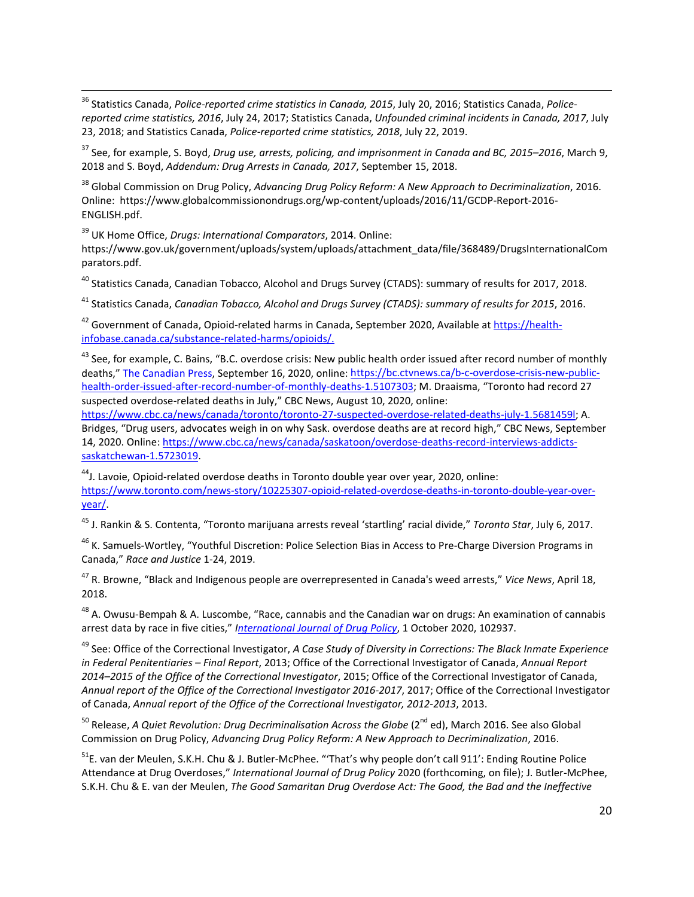[36] Statistics Canada, *Police-reported crime statistics in Canada, 2015*, July 20, 2016; Statistics Canada, *Police-reported crime statistics, 2016*, July 24, 2017; Statistics Canada, *Unfounded criminal incidents in Canada, 2017*, July 23, 2018; and Statistics Canada, *Police-reported crime statistics, 2018*, July 22, 2019.

[37] See, for example, S. Boyd, *Drug use, arrests, policing, and imprisonment in Canada and BC, 2015–2016*, March 9, 2018 and S. Boyd, *Addendum: Drug Arrests in Canada, 2017*, September 15, 2018.

[38] Global Commission on Drug Policy, *Advancing Drug Policy Reform: A New Approach to Decriminalization*, 2016. Online: https://www.globalcommissionondrugs.org/wp-content/uploads/2016/11/GCDP-Report-2016-ENGLISH.pdf.

[39] UK Home Office, *Drugs: International Comparators*, 2014. Online: https://www.gov.uk/government/uploads/system/uploads/attachment_data/file/368489/DrugsInternationalComparators.pdf.

[40] Statistics Canada, Canadian Tobacco, Alcohol and Drugs Survey (CTADS): summary of results for 2017, 2018.

[41] Statistics Canada, *Canadian Tobacco, Alcohol and Drugs Survey (CTADS): summary of results for 2015*, 2016.

[42] Government of Canada, Opioid-related harms in Canada, September 2020, Available at https://health-infobase.canada.ca/substance-related-harms/opioids/.

[43] See, for example, C. Bains, "B.C. overdose crisis: New public health order issued after record number of monthly deaths," The Canadian Press, September 16, 2020, online: https://bc.ctvnews.ca/b-c-overdose-crisis-new-public-health-order-issued-after-record-number-of-monthly-deaths-1.5107303; M. Draaisma, "Toronto had record 27 suspected overdose-related deaths in July," CBC News, August 10, 2020, online: https://www.cbc.ca/news/canada/toronto/toronto-27-suspected-overdose-related-deaths-july-1.5681459l; A. Bridges, "Drug users, advocates weigh in on why Sask. overdose deaths are at record high," CBC News, September 14, 2020. Online: https://www.cbc.ca/news/canada/saskatoon/overdose-deaths-record-interviews-addicts-saskatchewan-1.5723019.

[44] J. Lavoie, Opioid-related overdose deaths in Toronto double year over year, 2020, online: https://www.toronto.com/news-story/10225307-opioid-related-overdose-deaths-in-toronto-double-year-over-year/.

[45] J. Rankin & S. Contenta, "Toronto marijuana arrests reveal 'startling' racial divide," *Toronto Star*, July 6, 2017.

[46] K. Samuels-Wortley, "Youthful Discretion: Police Selection Bias in Access to Pre-Charge Diversion Programs in Canada," *Race and Justice* 1-24, 2019.

[47] R. Browne, "Black and Indigenous people are overrepresented in Canada's weed arrests," *Vice News*, April 18, 2018.

[48] A. Owusu-Bempah & A. Luscombe, "Race, cannabis and the Canadian war on drugs: An examination of cannabis arrest data by race in five cities," *International Journal of Drug Policy*, 1 October 2020, 102937.

[49] See: Office of the Correctional Investigator, *A Case Study of Diversity in Corrections: The Black Inmate Experience in Federal Penitentiaries – Final Report*, 2013; Office of the Correctional Investigator of Canada, *Annual Report 2014–2015 of the Office of the Correctional Investigator*, 2015; Office of the Correctional Investigator of Canada, *Annual report of the Office of the Correctional Investigator 2016-2017*, 2017; Office of the Correctional Investigator of Canada, *Annual report of the Office of the Correctional Investigator, 2012-2013*, 2013.

[50] Release, *A Quiet Revolution: Drug Decriminalisation Across the Globe* (2nd ed), March 2016. See also Global Commission on Drug Policy, *Advancing Drug Policy Reform: A New Approach to Decriminalization*, 2016.

[51] E. van der Meulen, S.K.H. Chu & J. Butler-McPhee. "'That's why people don't call 911': Ending Routine Police Attendance at Drug Overdoses," *International Journal of Drug Policy* 2020 (forthcoming, on file); J. Butler-McPhee, S.K.H. Chu & E. van der Meulen, *The Good Samaritan Drug Overdose Act: The Good, the Bad and the Ineffective*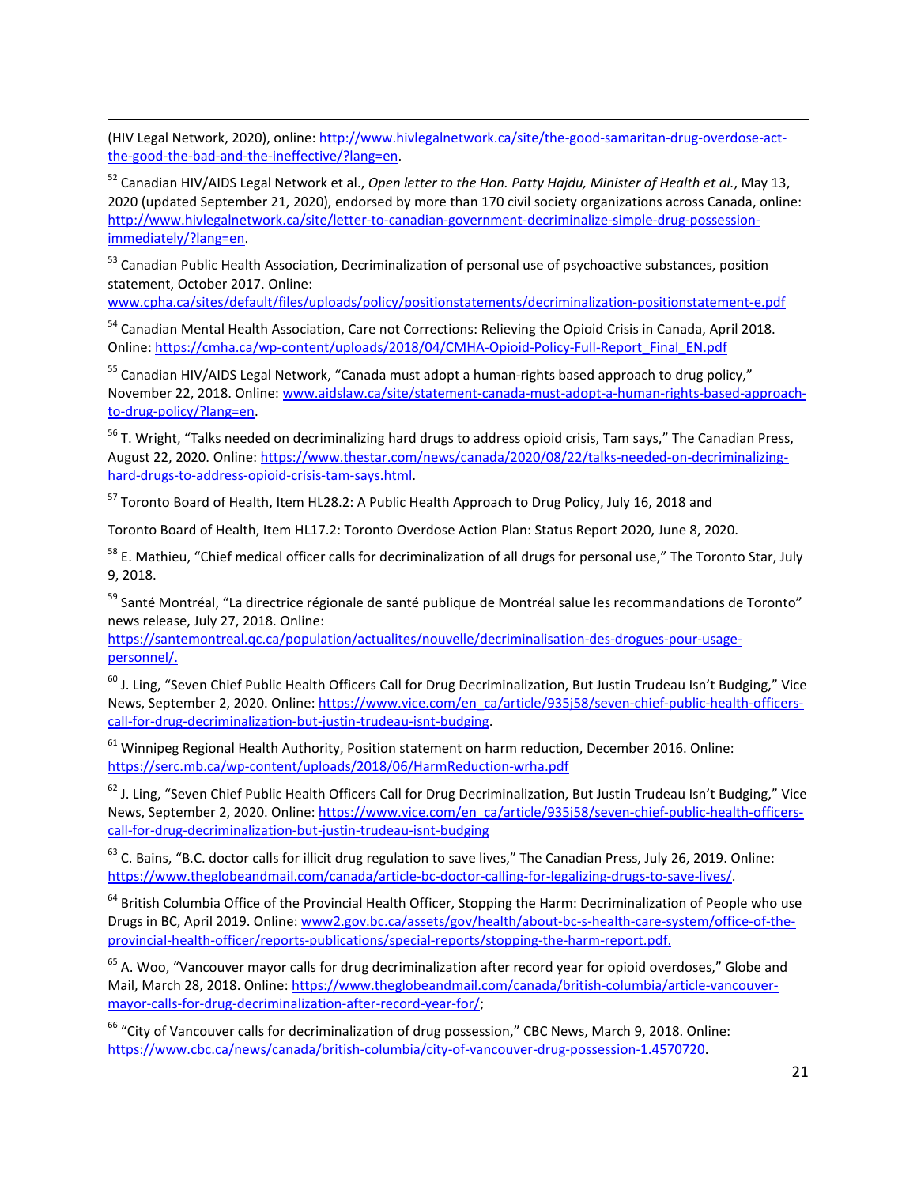(HIV Legal Network, 2020), online: http://www.hivlegalnetwork.ca/site/the-good-samaritan-drug-overdose-act-the-good-the-bad-and-the-ineffective/?lang=en.

[52] Canadian HIV/AIDS Legal Network et al., *Open letter to the Hon. Patty Hajdu, Minister of Health et al.*, May 13, 2020 (updated September 21, 2020), endorsed by more than 170 civil society organizations across Canada, online: http://www.hivlegalnetwork.ca/site/letter-to-canadian-government-decriminalize-simple-drug-possession-immediately/?lang=en.

[53] Canadian Public Health Association, Decriminalization of personal use of psychoactive substances, position statement, October 2017. Online: www.cpha.ca/sites/default/files/uploads/policy/positionstatements/decriminalization-positionstatement-e.pdf

[54] Canadian Mental Health Association, Care not Corrections: Relieving the Opioid Crisis in Canada, April 2018. Online: https://cmha.ca/wp-content/uploads/2018/04/CMHA-Opioid-Policy-Full-Report_Final_EN.pdf

[55] Canadian HIV/AIDS Legal Network, "Canada must adopt a human-rights based approach to drug policy," November 22, 2018. Online: www.aidslaw.ca/site/statement-canada-must-adopt-a-human-rights-based-approach-to-drug-policy/?lang=en.

[56] T. Wright, "Talks needed on decriminalizing hard drugs to address opioid crisis, Tam says," The Canadian Press, August 22, 2020. Online: https://www.thestar.com/news/canada/2020/08/22/talks-needed-on-decriminalizing-hard-drugs-to-address-opioid-crisis-tam-says.html.

[57] Toronto Board of Health, Item HL28.2: A Public Health Approach to Drug Policy, July 16, 2018 and

Toronto Board of Health, Item HL17.2: Toronto Overdose Action Plan: Status Report 2020, June 8, 2020.

[58] E. Mathieu, "Chief medical officer calls for decriminalization of all drugs for personal use," The Toronto Star, July 9, 2018.

[59] Santé Montréal, "La directrice régionale de santé publique de Montréal salue les recommandations de Toronto" news release, July 27, 2018. Online: https://santemontreal.qc.ca/population/actualites/nouvelle/decriminalisation-des-drogues-pour-usage-personnel/.

[60] J. Ling, "Seven Chief Public Health Officers Call for Drug Decriminalization, But Justin Trudeau Isn't Budging," Vice News, September 2, 2020. Online: https://www.vice.com/en_ca/article/935j58/seven-chief-public-health-officers-call-for-drug-decriminalization-but-justin-trudeau-isnt-budging.

[61] Winnipeg Regional Health Authority, Position statement on harm reduction, December 2016. Online: https://serc.mb.ca/wp-content/uploads/2018/06/HarmReduction-wrha.pdf

[62] J. Ling, "Seven Chief Public Health Officers Call for Drug Decriminalization, But Justin Trudeau Isn't Budging," Vice News, September 2, 2020. Online: https://www.vice.com/en_ca/article/935j58/seven-chief-public-health-officers-call-for-drug-decriminalization-but-justin-trudeau-isnt-budging

[63] C. Bains, "B.C. doctor calls for illicit drug regulation to save lives," The Canadian Press, July 26, 2019. Online: https://www.theglobeandmail.com/canada/article-bc-doctor-calling-for-legalizing-drugs-to-save-lives/.

[64] British Columbia Office of the Provincial Health Officer, Stopping the Harm: Decriminalization of People who use Drugs in BC, April 2019. Online: www2.gov.bc.ca/assets/gov/health/about-bc-s-health-care-system/office-of-the-provincial-health-officer/reports-publications/special-reports/stopping-the-harm-report.pdf.

[65] A. Woo, "Vancouver mayor calls for drug decriminalization after record year for opioid overdoses," Globe and Mail, March 28, 2018. Online: https://www.theglobeandmail.com/canada/british-columbia/article-vancouver-mayor-calls-for-drug-decriminalization-after-record-year-for/;

[66] "City of Vancouver calls for decriminalization of drug possession," CBC News, March 9, 2018. Online: https://www.cbc.ca/news/canada/british-columbia/city-of-vancouver-drug-possession-1.4570720.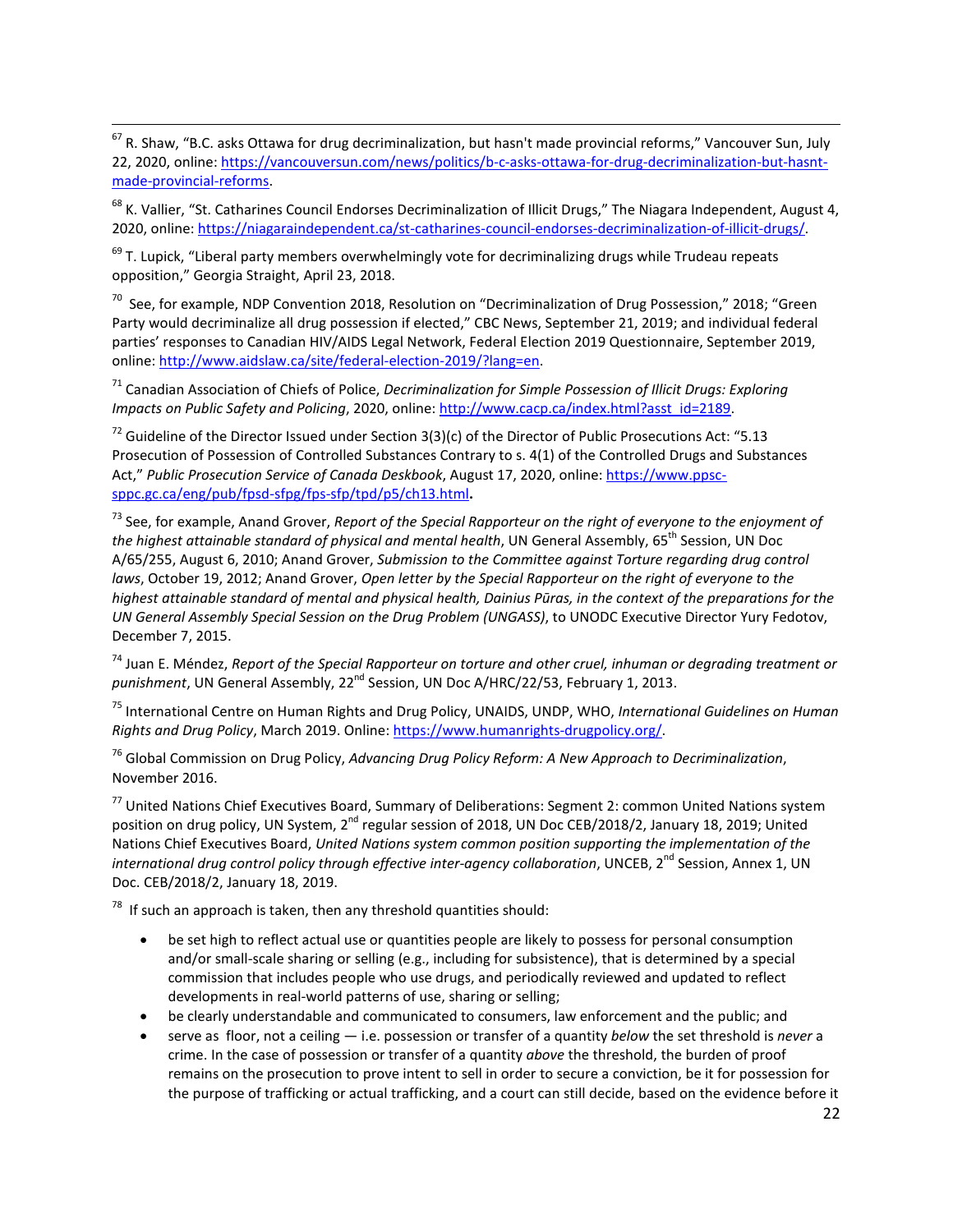[67] R. Shaw, "B.C. asks Ottawa for drug decriminalization, but hasn't made provincial reforms," Vancouver Sun, July 22, 2020, online: https://vancouversun.com/news/politics/b-c-asks-ottawa-for-drug-decriminalization-but-hasnt-made-provincial-reforms.

[68] K. Vallier, "St. Catharines Council Endorses Decriminalization of Illicit Drugs," The Niagara Independent, August 4, 2020, online: https://niagaraindependent.ca/st-catharines-council-endorses-decriminalization-of-illicit-drugs/.

[69] T. Lupick, "Liberal party members overwhelmingly vote for decriminalizing drugs while Trudeau repeats opposition," Georgia Straight, April 23, 2018.

[70] See, for example, NDP Convention 2018, Resolution on "Decriminalization of Drug Possession," 2018; "Green Party would decriminalize all drug possession if elected," CBC News, September 21, 2019; and individual federal parties' responses to Canadian HIV/AIDS Legal Network, Federal Election 2019 Questionnaire, September 2019, online: http://www.aidslaw.ca/site/federal-election-2019/?lang=en.

[71] Canadian Association of Chiefs of Police, *Decriminalization for Simple Possession of Illicit Drugs: Exploring Impacts on Public Safety and Policing*, 2020, online: http://www.cacp.ca/index.html?asst_id=2189.

[72] Guideline of the Director Issued under Section 3(3)(c) of the Director of Public Prosecutions Act: "5.13 Prosecution of Possession of Controlled Substances Contrary to s. 4(1) of the Controlled Drugs and Substances Act," *Public Prosecution Service of Canada Deskbook*, August 17, 2020, online: https://www.ppsc-sppc.gc.ca/eng/pub/fpsd-sfpg/fps-sfp/tpd/p5/ch13.html.

[73] See, for example, Anand Grover, *Report of the Special Rapporteur on the right of everyone to the enjoyment of the highest attainable standard of physical and mental health*, UN General Assembly, 65th Session, UN Doc A/65/255, August 6, 2010; Anand Grover, *Submission to the Committee against Torture regarding drug control laws*, October 19, 2012; Anand Grover, *Open letter by the Special Rapporteur on the right of everyone to the highest attainable standard of mental and physical health, Dainius Pūras, in the context of the preparations for the UN General Assembly Special Session on the Drug Problem (UNGASS)*, to UNODC Executive Director Yury Fedotov, December 7, 2015.

[74] Juan E. Méndez, *Report of the Special Rapporteur on torture and other cruel, inhuman or degrading treatment or punishment*, UN General Assembly, 22nd Session, UN Doc A/HRC/22/53, February 1, 2013.

[75] International Centre on Human Rights and Drug Policy, UNAIDS, UNDP, WHO, *International Guidelines on Human Rights and Drug Policy*, March 2019. Online: https://www.humanrights-drugpolicy.org/.

[76] Global Commission on Drug Policy, *Advancing Drug Policy Reform: A New Approach to Decriminalization*, November 2016.

[77] United Nations Chief Executives Board, Summary of Deliberations: Segment 2: common United Nations system position on drug policy, UN System, 2nd regular session of 2018, UN Doc CEB/2018/2, January 18, 2019; United Nations Chief Executives Board, *United Nations system common position supporting the implementation of the international drug control policy through effective inter-agency collaboration*, UNCEB, 2nd Session, Annex 1, UN Doc. CEB/2018/2, January 18, 2019.

[78] If such an approach is taken, then any threshold quantities should:

- be set high to reflect actual use or quantities people are likely to possess for personal consumption and/or small-scale sharing or selling (e.g., including for subsistence), that is determined by a special commission that includes people who use drugs, and periodically reviewed and updated to reflect developments in real-world patterns of use, sharing or selling;
- be clearly understandable and communicated to consumers, law enforcement and the public; and
- serve as floor, not a ceiling — i.e. possession or transfer of a quantity *below* the set threshold is *never* a crime. In the case of possession or transfer of a quantity *above* the threshold, the burden of proof remains on the prosecution to prove intent to sell in order to secure a conviction, be it for possession for the purpose of trafficking or actual trafficking, and a court can still decide, based on the evidence before it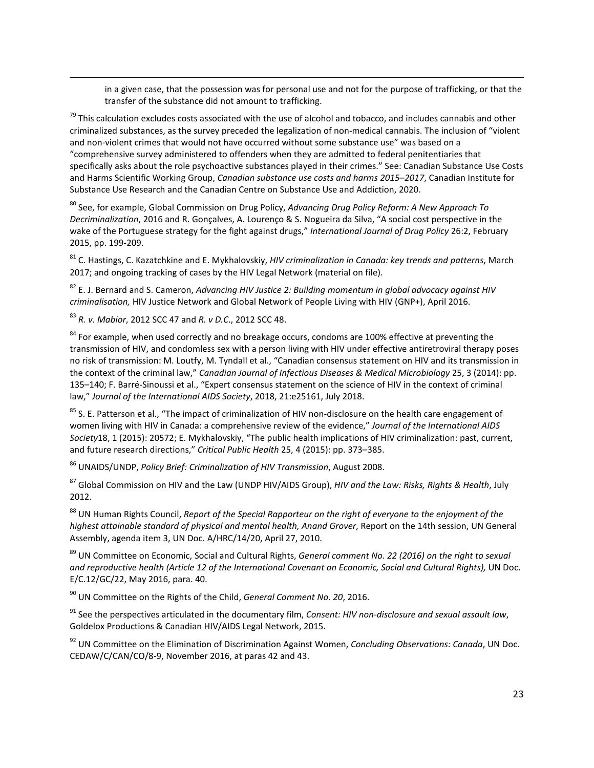in a given case, that the possession was for personal use and not for the purpose of trafficking, or that the transfer of the substance did not amount to trafficking.

[79] This calculation excludes costs associated with the use of alcohol and tobacco, and includes cannabis and other criminalized substances, as the survey preceded the legalization of non-medical cannabis. The inclusion of "violent and non-violent crimes that would not have occurred without some substance use" was based on a "comprehensive survey administered to offenders when they are admitted to federal penitentiaries that specifically asks about the role psychoactive substances played in their crimes." See: Canadian Substance Use Costs and Harms Scientific Working Group, *Canadian substance use costs and harms 2015–2017*, Canadian Institute for Substance Use Research and the Canadian Centre on Substance Use and Addiction, 2020.

[80] See, for example, Global Commission on Drug Policy, *Advancing Drug Policy Reform: A New Approach To Decriminalization*, 2016 and R. Gonçalves, A. Lourenço & S. Nogueira da Silva, "A social cost perspective in the wake of the Portuguese strategy for the fight against drugs," *International Journal of Drug Policy* 26:2, February 2015, pp. 199-209.

[81] C. Hastings, C. Kazatchkine and E. Mykhalovskiy, *HIV criminalization in Canada: key trends and patterns*, March 2017; and ongoing tracking of cases by the HIV Legal Network (material on file).

[82] E. J. Bernard and S. Cameron, *Advancing HIV Justice 2: Building momentum in global advocacy against HIV criminalisation,* HIV Justice Network and Global Network of People Living with HIV (GNP+), April 2016.

[83] *R. v. Mabior*, 2012 SCC 47 and *R. v D.C.*, 2012 SCC 48.

[84] For example, when used correctly and no breakage occurs, condoms are 100% effective at preventing the transmission of HIV, and condomless sex with a person living with HIV under effective antiretroviral therapy poses no risk of transmission: M. Loutfy, M. Tyndall et al., "Canadian consensus statement on HIV and its transmission in the context of the criminal law," *Canadian Journal of Infectious Diseases & Medical Microbiology* 25, 3 (2014): pp. 135–140; F. Barré-Sinoussi et al., "Expert consensus statement on the science of HIV in the context of criminal law," *Journal of the International AIDS Society*, 2018, 21:e25161, July 2018.

[85] S. E. Patterson et al., "The impact of criminalization of HIV non-disclosure on the health care engagement of women living with HIV in Canada: a comprehensive review of the evidence," *Journal of the International AIDS Society*18, 1 (2015): 20572; E. Mykhalovskiy, "The public health implications of HIV criminalization: past, current, and future research directions," *Critical Public Health* 25, 4 (2015): pp. 373–385.

[86] UNAIDS/UNDP, *Policy Brief: Criminalization of HIV Transmission*, August 2008.

[87] Global Commission on HIV and the Law (UNDP HIV/AIDS Group), *HIV and the Law: Risks, Rights & Health*, July 2012.

[88] UN Human Rights Council, *Report of the Special Rapporteur on the right of everyone to the enjoyment of the highest attainable standard of physical and mental health, Anand Grover*, Report on the 14th session, UN General Assembly, agenda item 3, UN Doc. A/HRC/14/20, April 27, 2010.

[89] UN Committee on Economic, Social and Cultural Rights, *General comment No. 22 (2016) on the right to sexual and reproductive health (Article 12 of the International Covenant on Economic, Social and Cultural Rights),* UN Doc. E/C.12/GC/22, May 2016, para. 40.

[90] UN Committee on the Rights of the Child, *General Comment No. 20*, 2016.

[91] See the perspectives articulated in the documentary film, *Consent: HIV non-disclosure and sexual assault law*, Goldelox Productions & Canadian HIV/AIDS Legal Network, 2015.

[92] UN Committee on the Elimination of Discrimination Against Women, *Concluding Observations: Canada*, UN Doc. CEDAW/C/CAN/CO/8-9, November 2016, at paras 42 and 43.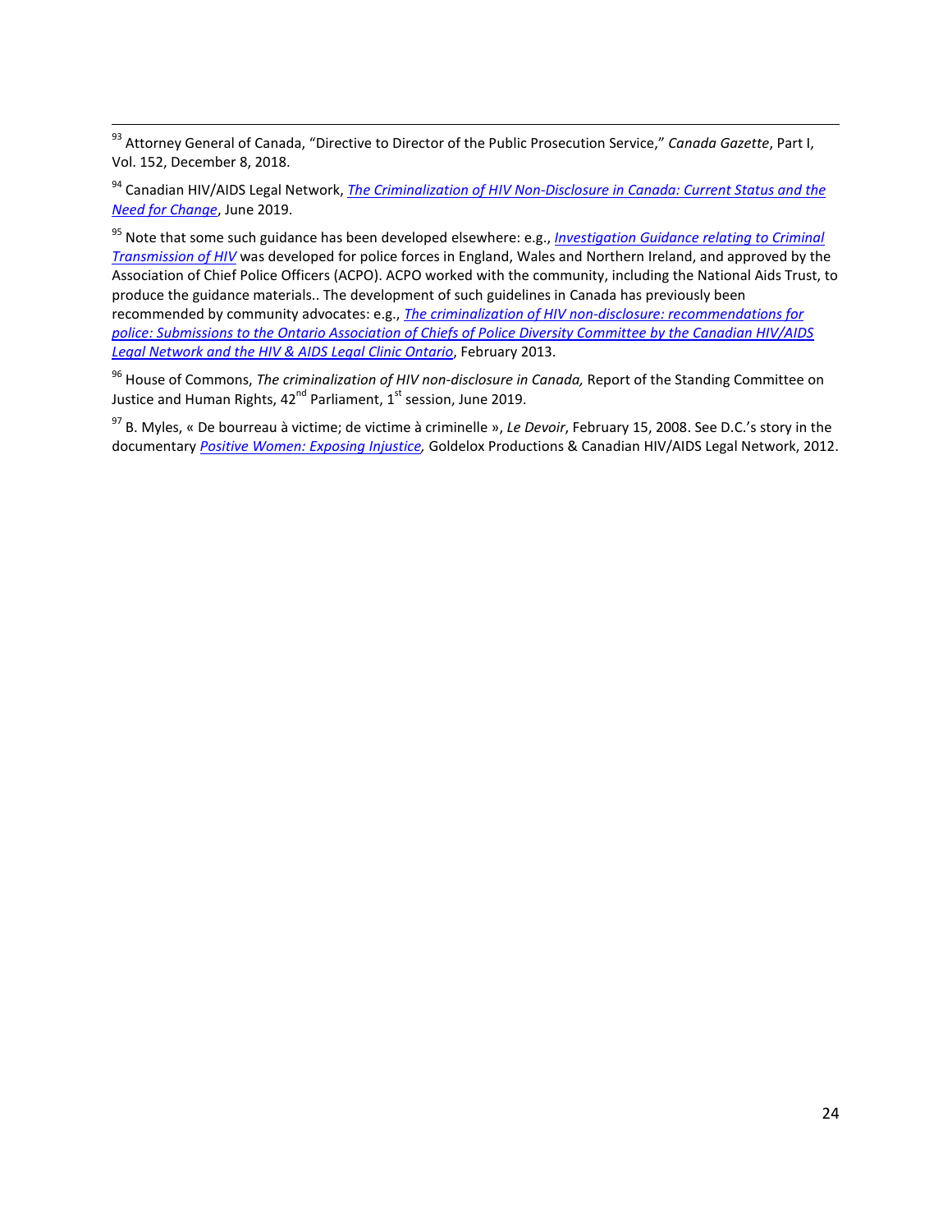[93] Attorney General of Canada, “Directive to Director of the Public Prosecution Service,” *Canada Gazette*, Part I, Vol. 152, December 8, 2018.

[94] Canadian HIV/AIDS Legal Network, *The Criminalization of HIV Non-Disclosure in Canada: Current Status and the Need for Change*, June 2019.

[95] Note that some such guidance has been developed elsewhere: e.g., *Investigation Guidance relating to Criminal Transmission of HIV* was developed for police forces in England, Wales and Northern Ireland, and approved by the Association of Chief Police Officers (ACPO). ACPO worked with the community, including the National Aids Trust, to produce the guidance materials.. The development of such guidelines in Canada has previously been recommended by community advocates: e.g., *The criminalization of HIV non-disclosure: recommendations for police: Submissions to the Ontario Association of Chiefs of Police Diversity Committee by the Canadian HIV/AIDS Legal Network and the HIV & AIDS Legal Clinic Ontario*, February 2013.

[96] House of Commons, *The criminalization of HIV non-disclosure in Canada,* Report of the Standing Committee on Justice and Human Rights, 42nd Parliament, 1st session, June 2019.

[97] B. Myles, « De bourreau à victime; de victime à criminelle », *Le Devoir*, February 15, 2008. See D.C.’s story in the documentary *Positive Women: Exposing Injustice,* Goldelox Productions & Canadian HIV/AIDS Legal Network, 2012.